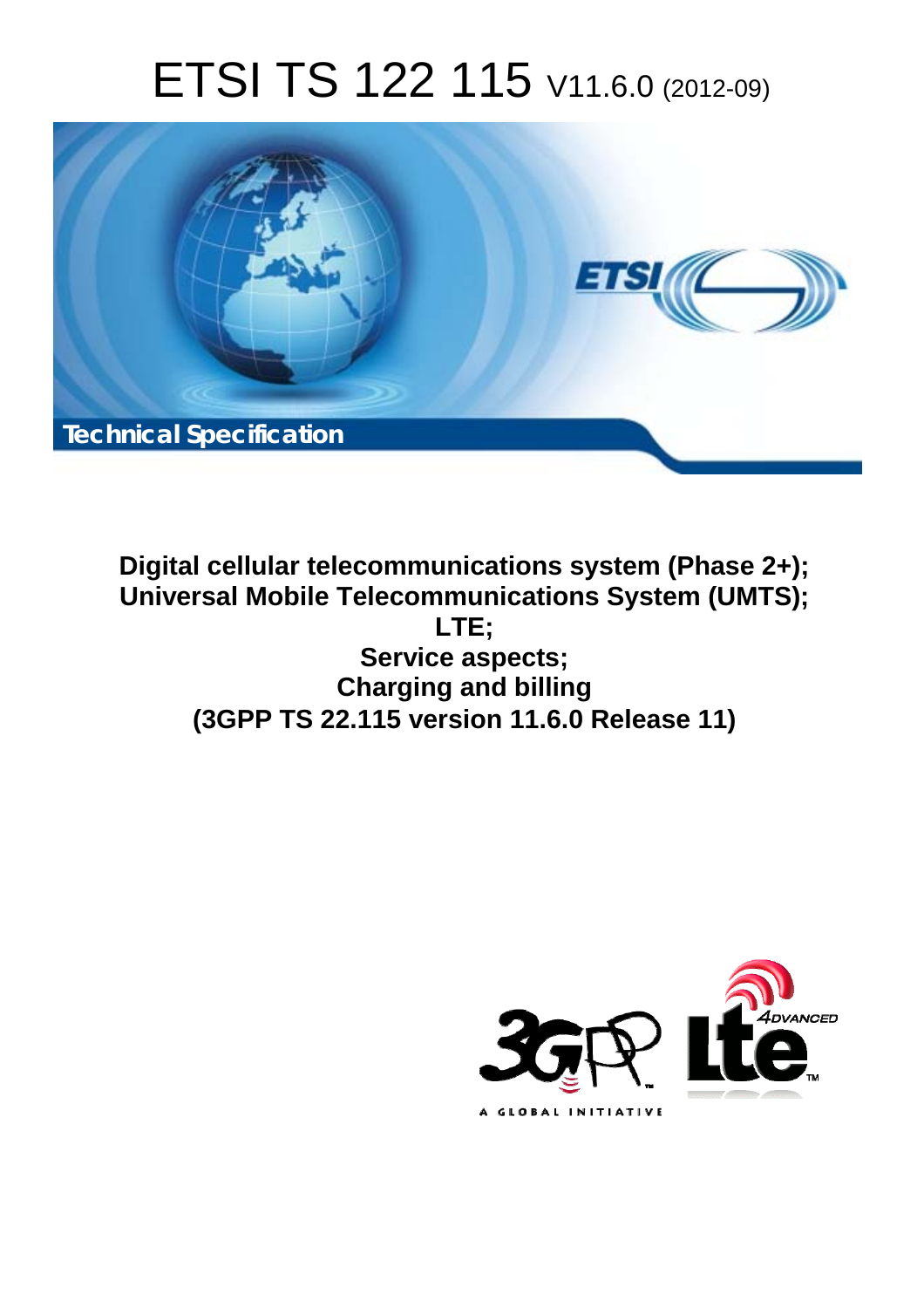# ETSI TS 122 115 V11.6.0 (2012-09)

Technical Specification

**Digital cellular telecommunications system (Phase 2+);**
**Universal Mobile Telecommunications System (UMTS);**
**LTE;**
**Service aspects;**
**Charging and billing**
**(3GPP TS 22.115 version 11.6.0 Release 11)**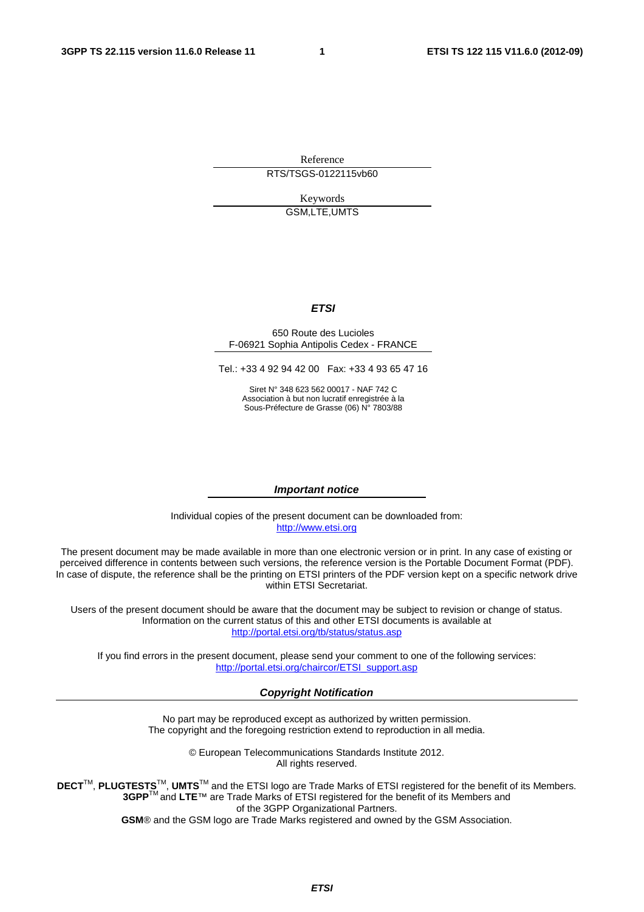Reference

RTS/TSGS-0122115vb60

Keywords

GSM,LTE,UMTS

***ETSI***

650 Route des Lucioles
F-06921 Sophia Antipolis Cedex - FRANCE

Tel.: +33 4 92 94 42 00 Fax: +33 4 93 65 47 16

Siret N° 348 623 562 00017 - NAF 742 C
Association à but non lucratif enregistrée à la
Sous-Préfecture de Grasse (06) N° 7803/88

***Important notice***

Individual copies of the present document can be downloaded from:
http://www.etsi.org

The present document may be made available in more than one electronic version or in print. In any case of existing or perceived difference in contents between such versions, the reference version is the Portable Document Format (PDF). In case of dispute, the reference shall be the printing on ETSI printers of the PDF version kept on a specific network drive within ETSI Secretariat.

Users of the present document should be aware that the document may be subject to revision or change of status. Information on the current status of this and other ETSI documents is available at
http://portal.etsi.org/tb/status/status.asp

If you find errors in the present document, please send your comment to one of the following services:
http://portal.etsi.org/chaircor/ETSI_support.asp

***Copyright Notification***

No part may be reproduced except as authorized by written permission.
The copyright and the foregoing restriction extend to reproduction in all media.

© European Telecommunications Standards Institute 2012.
All rights reserved.

**DECT**™, **PLUGTESTS**™, **UMTS**™ and the ETSI logo are Trade Marks of ETSI registered for the benefit of its Members.
**3GPP**™ and **LTE**™ are Trade Marks of ETSI registered for the benefit of its Members and of the 3GPP Organizational Partners.
**GSM**® and the GSM logo are Trade Marks registered and owned by the GSM Association.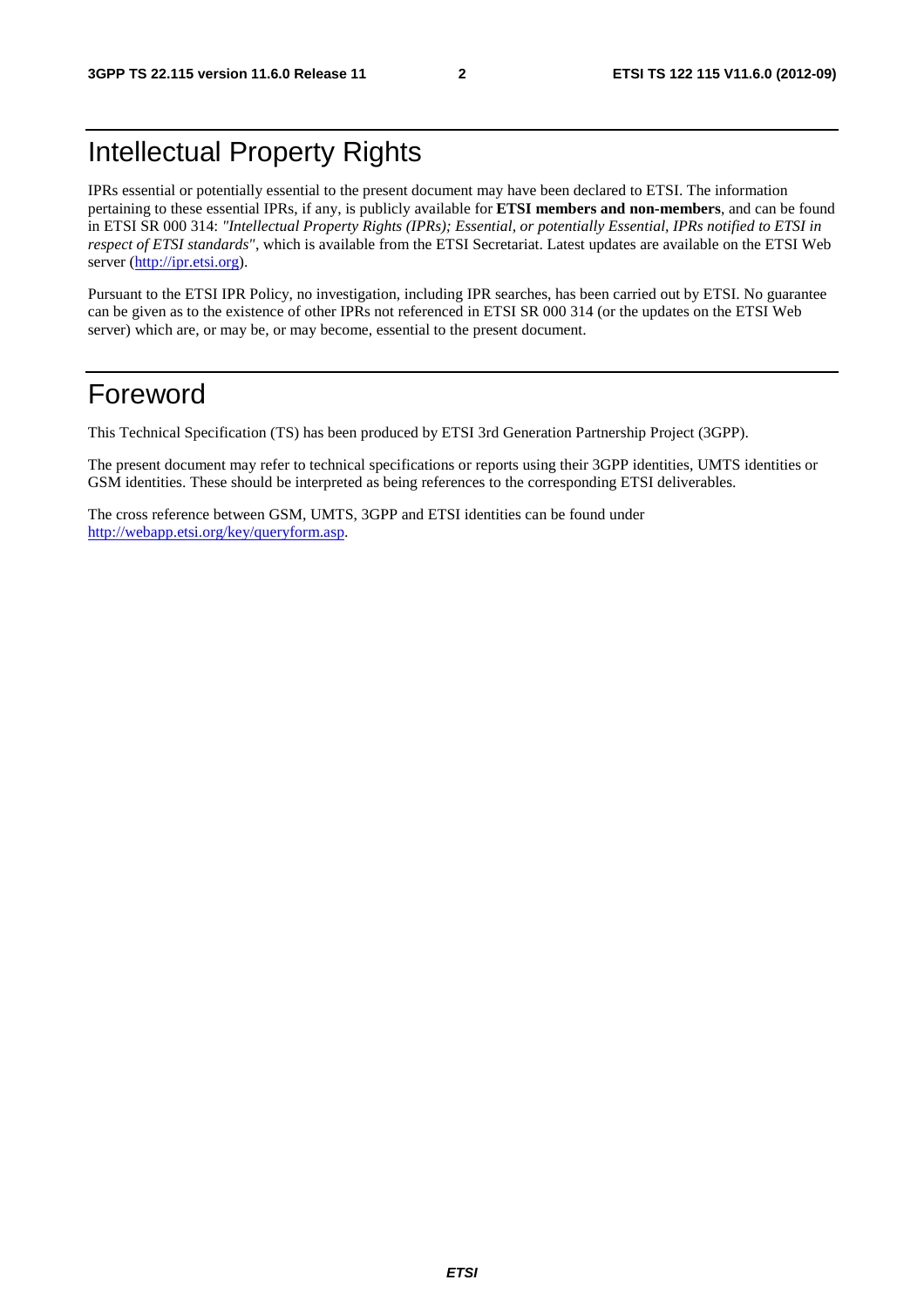# Intellectual Property Rights

IPRs essential or potentially essential to the present document may have been declared to ETSI. The information pertaining to these essential IPRs, if any, is publicly available for **ETSI members and non-members**, and can be found in ETSI SR 000 314: *"Intellectual Property Rights (IPRs); Essential, or potentially Essential, IPRs notified to ETSI in respect of ETSI standards"*, which is available from the ETSI Secretariat. Latest updates are available on the ETSI Web server (http://ipr.etsi.org).

Pursuant to the ETSI IPR Policy, no investigation, including IPR searches, has been carried out by ETSI. No guarantee can be given as to the existence of other IPRs not referenced in ETSI SR 000 314 (or the updates on the ETSI Web server) which are, or may be, or may become, essential to the present document.

# Foreword

This Technical Specification (TS) has been produced by ETSI 3rd Generation Partnership Project (3GPP).

The present document may refer to technical specifications or reports using their 3GPP identities, UMTS identities or GSM identities. These should be interpreted as being references to the corresponding ETSI deliverables.

The cross reference between GSM, UMTS, 3GPP and ETSI identities can be found under http://webapp.etsi.org/key/queryform.asp.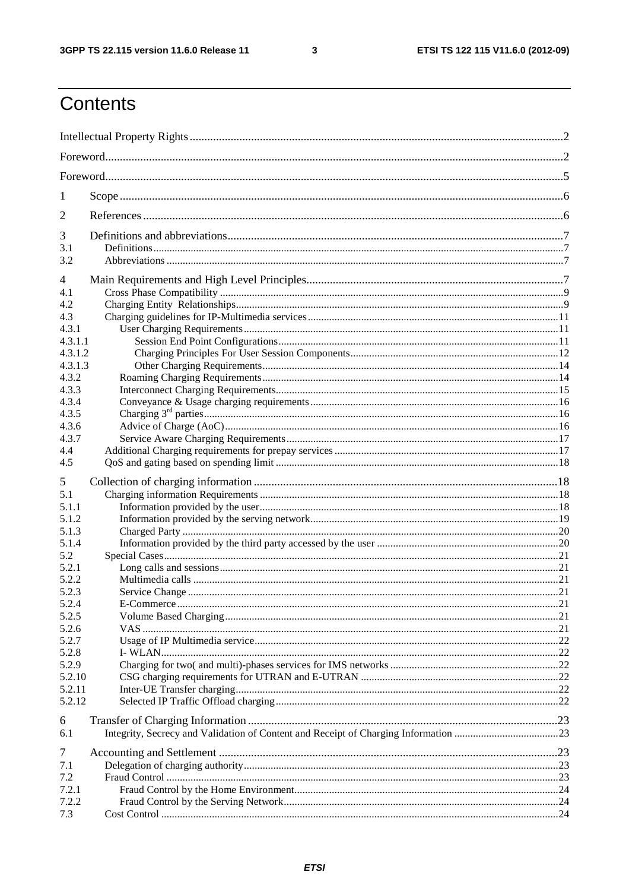# Contents

Intellectual Property Rights ..... 2
Foreword ..... 2
Foreword ..... 5
1 Scope ..... 6
2 References ..... 6
3 Definitions and abbreviations ..... 7
3.1 Definitions ..... 7
3.2 Abbreviations ..... 7
4 Main Requirements and High Level Principles ..... 7
4.1 Cross Phase Compatibility ..... 9
4.2 Charging Entity Relationships ..... 9
4.3 Charging guidelines for IP-Multimedia services ..... 11
4.3.1 User Charging Requirements ..... 11
4.3.1.1 Session End Point Configurations ..... 11
4.3.1.2 Charging Principles For User Session Components ..... 12
4.3.1.3 Other Charging Requirements ..... 14
4.3.2 Roaming Charging Requirements ..... 14
4.3.3 Interconnect Charging Requirements ..... 15
4.3.4 Conveyance & Usage charging requirements ..... 16
4.3.5 Charging 3rd parties ..... 16
4.3.6 Advice of Charge (AoC) ..... 16
4.3.7 Service Aware Charging Requirements ..... 17
4.4 Additional Charging requirements for prepay services ..... 17
4.5 QoS and gating based on spending limit ..... 18
5 Collection of charging information ..... 18
5.1 Charging information Requirements ..... 18
5.1.1 Information provided by the user ..... 18
5.1.2 Information provided by the serving network ..... 19
5.1.3 Charged Party ..... 20
5.1.4 Information provided by the third party accessed by the user ..... 20
5.2 Special Cases ..... 21
5.2.1 Long calls and sessions ..... 21
5.2.2 Multimedia calls ..... 21
5.2.3 Service Change ..... 21
5.2.4 E-Commerce ..... 21
5.2.5 Volume Based Charging ..... 21
5.2.6 VAS ..... 21
5.2.7 Usage of IP Multimedia service ..... 22
5.2.8 I- WLAN ..... 22
5.2.9 Charging for two( and multi)-phases services for IMS networks ..... 22
5.2.10 CSG charging requirements for UTRAN and E-UTRAN ..... 22
5.2.11 Inter-UE Transfer charging ..... 22
5.2.12 Selected IP Traffic Offload charging ..... 22
6 Transfer of Charging Information ..... 23
6.1 Integrity, Secrecy and Validation of Content and Receipt of Charging Information ..... 23
7 Accounting and Settlement ..... 23
7.1 Delegation of charging authority ..... 23
7.2 Fraud Control ..... 23
7.2.1 Fraud Control by the Home Environment ..... 24
7.2.2 Fraud Control by the Serving Network ..... 24
7.3 Cost Control ..... 24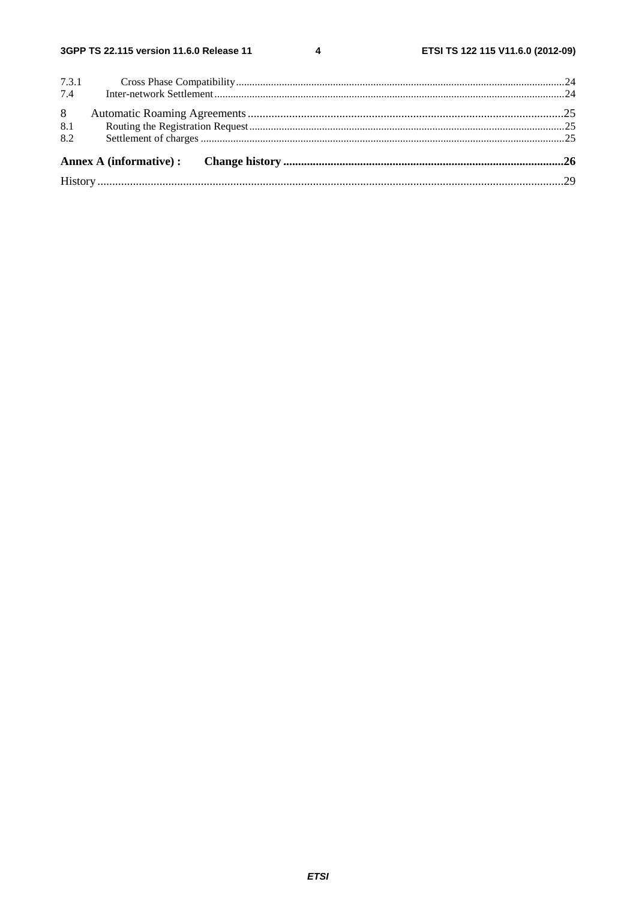7.3.1 Cross Phase Compatibility .....24
7.4 Inter-network Settlement .....24

8 Automatic Roaming Agreements .....25
8.1 Routing the Registration Request .....25
8.2 Settlement of charges .....25

**Annex A (informative) : Change history .....26**

History .....29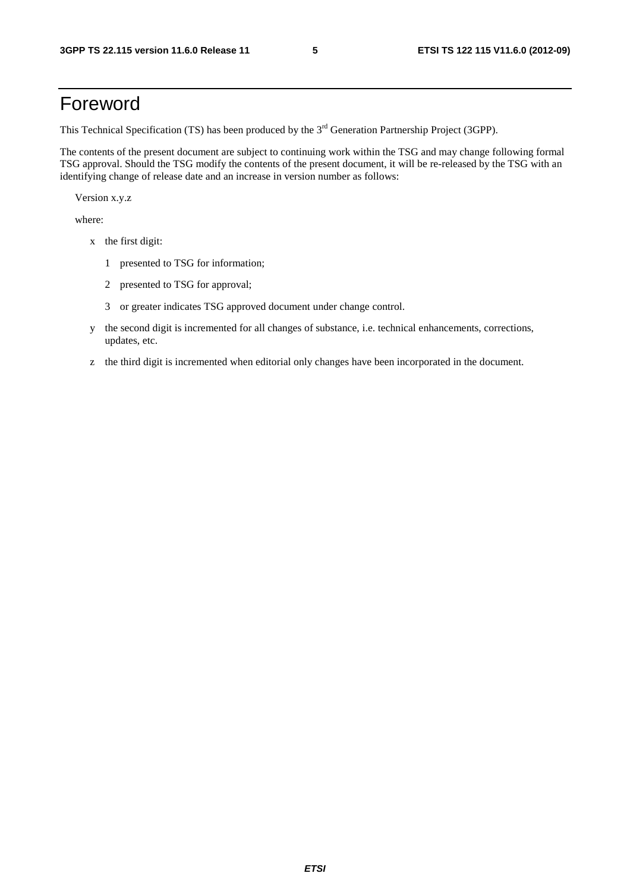# Foreword

This Technical Specification (TS) has been produced by the 3rd Generation Partnership Project (3GPP).

The contents of the present document are subject to continuing work within the TSG and may change following formal TSG approval. Should the TSG modify the contents of the present document, it will be re-released by the TSG with an identifying change of release date and an increase in version number as follows:

Version x.y.z

where:

- x the first digit:
  - 1 presented to TSG for information;
  - 2 presented to TSG for approval;
  - 3 or greater indicates TSG approved document under change control.
- y the second digit is incremented for all changes of substance, i.e. technical enhancements, corrections, updates, etc.
- z the third digit is incremented when editorial only changes have been incorporated in the document.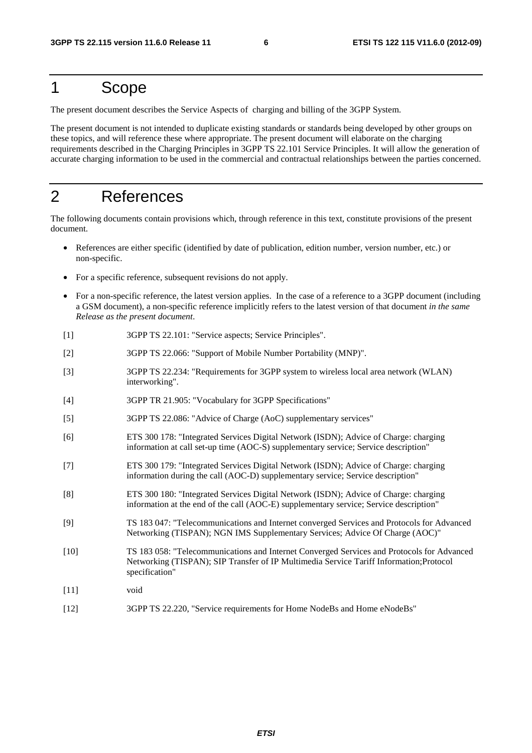# 1 Scope

The present document describes the Service Aspects of charging and billing of the 3GPP System.

The present document is not intended to duplicate existing standards or standards being developed by other groups on these topics, and will reference these where appropriate. The present document will elaborate on the charging requirements described in the Charging Principles in 3GPP TS 22.101 Service Principles. It will allow the generation of accurate charging information to be used in the commercial and contractual relationships between the parties concerned.

# 2 References

The following documents contain provisions which, through reference in this text, constitute provisions of the present document.

- References are either specific (identified by date of publication, edition number, version number, etc.) or non-specific.
- For a specific reference, subsequent revisions do not apply.
- For a non-specific reference, the latest version applies. In the case of a reference to a 3GPP document (including a GSM document), a non-specific reference implicitly refers to the latest version of that document *in the same Release as the present document*.

[1] 3GPP TS 22.101: "Service aspects; Service Principles".

[2] 3GPP TS 22.066: "Support of Mobile Number Portability (MNP)".

[3] 3GPP TS 22.234: "Requirements for 3GPP system to wireless local area network (WLAN) interworking".

[4] 3GPP TR 21.905: "Vocabulary for 3GPP Specifications"

[5] 3GPP TS 22.086: "Advice of Charge (AoC) supplementary services"

[6] ETS 300 178: "Integrated Services Digital Network (ISDN); Advice of Charge: charging information at call set-up time (AOC-S) supplementary service; Service description"

[7] ETS 300 179: "Integrated Services Digital Network (ISDN); Advice of Charge: charging information during the call (AOC-D) supplementary service; Service description"

[8] ETS 300 180: "Integrated Services Digital Network (ISDN); Advice of Charge: charging information at the end of the call (AOC-E) supplementary service; Service description"

[9] TS 183 047: "Telecommunications and Internet converged Services and Protocols for Advanced Networking (TISPAN); NGN IMS Supplementary Services; Advice Of Charge (AOC)"

[10] TS 183 058: "Telecommunications and Internet Converged Services and Protocols for Advanced Networking (TISPAN); SIP Transfer of IP Multimedia Service Tariff Information;Protocol specification"

[11] void

[12] 3GPP TS 22.220, "Service requirements for Home NodeBs and Home eNodeBs"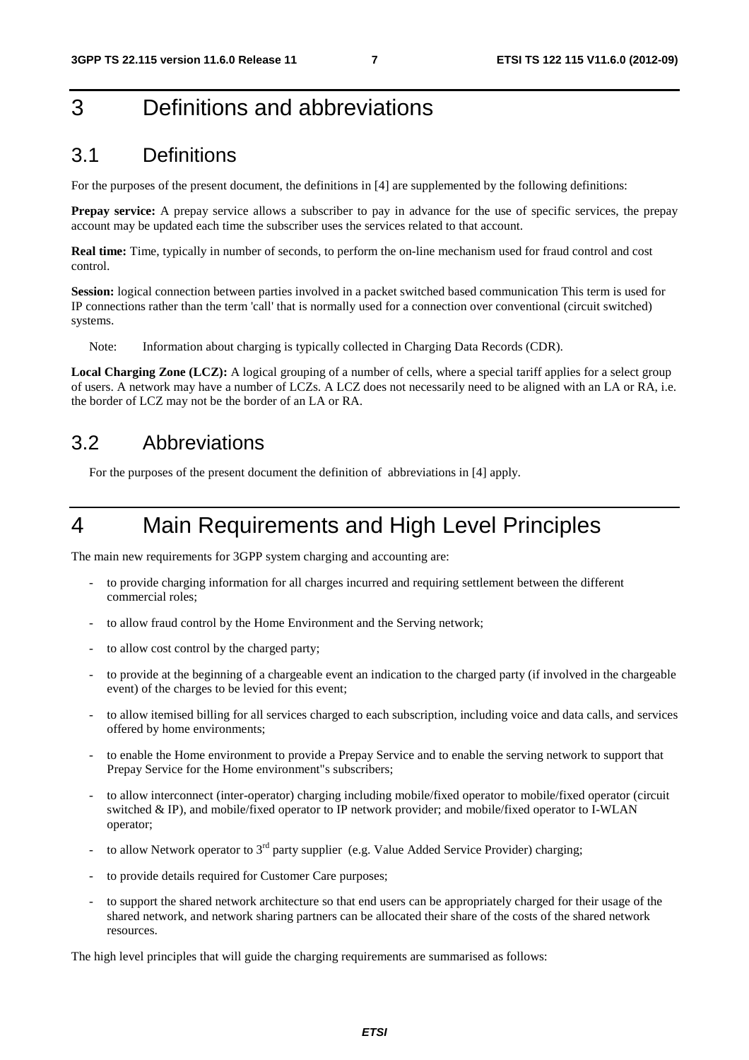# 3 Definitions and abbreviations

## 3.1 Definitions

For the purposes of the present document, the definitions in [4] are supplemented by the following definitions:

**Prepay service:** A prepay service allows a subscriber to pay in advance for the use of specific services, the prepay account may be updated each time the subscriber uses the services related to that account.

**Real time:** Time, typically in number of seconds, to perform the on-line mechanism used for fraud control and cost control.

**Session:** logical connection between parties involved in a packet switched based communication This term is used for IP connections rather than the term 'call' that is normally used for a connection over conventional (circuit switched) systems.

Note: Information about charging is typically collected in Charging Data Records (CDR).

**Local Charging Zone (LCZ):** A logical grouping of a number of cells, where a special tariff applies for a select group of users. A network may have a number of LCZs. A LCZ does not necessarily need to be aligned with an LA or RA, i.e. the border of LCZ may not be the border of an LA or RA.

## 3.2 Abbreviations

For the purposes of the present document the definition of abbreviations in [4] apply.

# 4 Main Requirements and High Level Principles

The main new requirements for 3GPP system charging and accounting are:

- to provide charging information for all charges incurred and requiring settlement between the different commercial roles;
- to allow fraud control by the Home Environment and the Serving network;
- to allow cost control by the charged party;
- to provide at the beginning of a chargeable event an indication to the charged party (if involved in the chargeable event) of the charges to be levied for this event;
- to allow itemised billing for all services charged to each subscription, including voice and data calls, and services offered by home environments;
- to enable the Home environment to provide a Prepay Service and to enable the serving network to support that Prepay Service for the Home environment"s subscribers;
- to allow interconnect (inter-operator) charging including mobile/fixed operator to mobile/fixed operator (circuit switched & IP), and mobile/fixed operator to IP network provider; and mobile/fixed operator to I-WLAN operator;
- to allow Network operator to 3rd party supplier (e.g. Value Added Service Provider) charging;
- to provide details required for Customer Care purposes;
- to support the shared network architecture so that end users can be appropriately charged for their usage of the shared network, and network sharing partners can be allocated their share of the costs of the shared network resources.

The high level principles that will guide the charging requirements are summarised as follows: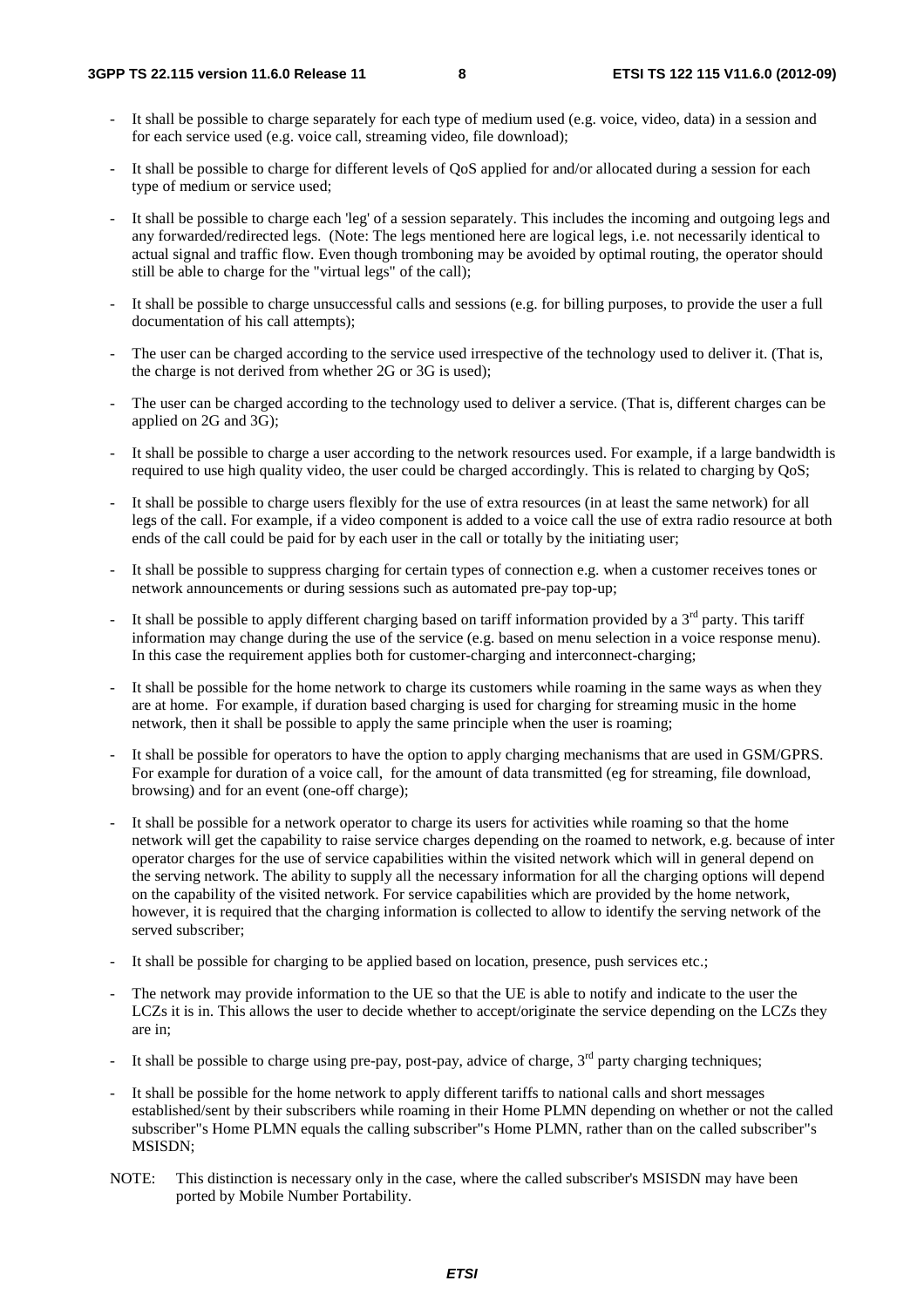- It shall be possible to charge separately for each type of medium used (e.g. voice, video, data) in a session and for each service used (e.g. voice call, streaming video, file download);
- It shall be possible to charge for different levels of QoS applied for and/or allocated during a session for each type of medium or service used;
- It shall be possible to charge each 'leg' of a session separately. This includes the incoming and outgoing legs and any forwarded/redirected legs. (Note: The legs mentioned here are logical legs, i.e. not necessarily identical to actual signal and traffic flow. Even though tromboning may be avoided by optimal routing, the operator should still be able to charge for the "virtual legs" of the call);
- It shall be possible to charge unsuccessful calls and sessions (e.g. for billing purposes, to provide the user a full documentation of his call attempts);
- The user can be charged according to the service used irrespective of the technology used to deliver it. (That is, the charge is not derived from whether 2G or 3G is used);
- The user can be charged according to the technology used to deliver a service. (That is, different charges can be applied on 2G and 3G);
- It shall be possible to charge a user according to the network resources used. For example, if a large bandwidth is required to use high quality video, the user could be charged accordingly. This is related to charging by QoS;
- It shall be possible to charge users flexibly for the use of extra resources (in at least the same network) for all legs of the call. For example, if a video component is added to a voice call the use of extra radio resource at both ends of the call could be paid for by each user in the call or totally by the initiating user;
- It shall be possible to suppress charging for certain types of connection e.g. when a customer receives tones or network announcements or during sessions such as automated pre-pay top-up;
- It shall be possible to apply different charging based on tariff information provided by a 3rd party. This tariff information may change during the use of the service (e.g. based on menu selection in a voice response menu). In this case the requirement applies both for customer-charging and interconnect-charging;
- It shall be possible for the home network to charge its customers while roaming in the same ways as when they are at home. For example, if duration based charging is used for charging for streaming music in the home network, then it shall be possible to apply the same principle when the user is roaming;
- It shall be possible for operators to have the option to apply charging mechanisms that are used in GSM/GPRS. For example for duration of a voice call, for the amount of data transmitted (eg for streaming, file download, browsing) and for an event (one-off charge);
- It shall be possible for a network operator to charge its users for activities while roaming so that the home network will get the capability to raise service charges depending on the roamed to network, e.g. because of inter operator charges for the use of service capabilities within the visited network which will in general depend on the serving network. The ability to supply all the necessary information for all the charging options will depend on the capability of the visited network. For service capabilities which are provided by the home network, however, it is required that the charging information is collected to allow to identify the serving network of the served subscriber;
- It shall be possible for charging to be applied based on location, presence, push services etc.;
- The network may provide information to the UE so that the UE is able to notify and indicate to the user the LCZs it is in. This allows the user to decide whether to accept/originate the service depending on the LCZs they are in;
- It shall be possible to charge using pre-pay, post-pay, advice of charge, 3rd party charging techniques;
- It shall be possible for the home network to apply different tariffs to national calls and short messages established/sent by their subscribers while roaming in their Home PLMN depending on whether or not the called subscriber"s Home PLMN equals the calling subscriber"s Home PLMN, rather than on the called subscriber"s MSISDN;

NOTE: This distinction is necessary only in the case, where the called subscriber's MSISDN may have been ported by Mobile Number Portability.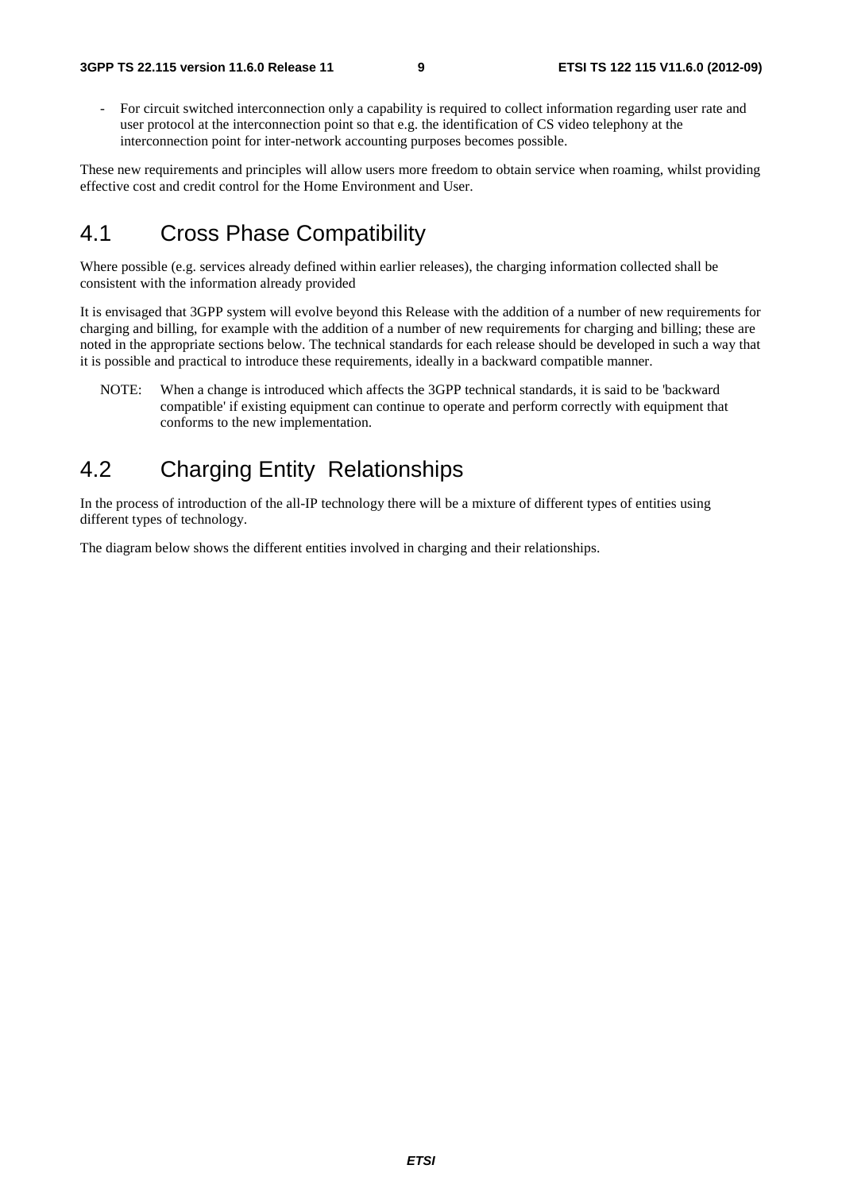- For circuit switched interconnection only a capability is required to collect information regarding user rate and user protocol at the interconnection point so that e.g. the identification of CS video telephony at the interconnection point for inter-network accounting purposes becomes possible.

These new requirements and principles will allow users more freedom to obtain service when roaming, whilst providing effective cost and credit control for the Home Environment and User.

## 4.1 Cross Phase Compatibility

Where possible (e.g. services already defined within earlier releases), the charging information collected shall be consistent with the information already provided

It is envisaged that 3GPP system will evolve beyond this Release with the addition of a number of new requirements for charging and billing, for example with the addition of a number of new requirements for charging and billing; these are noted in the appropriate sections below. The technical standards for each release should be developed in such a way that it is possible and practical to introduce these requirements, ideally in a backward compatible manner.

NOTE: When a change is introduced which affects the 3GPP technical standards, it is said to be 'backward compatible' if existing equipment can continue to operate and perform correctly with equipment that conforms to the new implementation.

## 4.2 Charging Entity Relationships

In the process of introduction of the all-IP technology there will be a mixture of different types of entities using different types of technology.

The diagram below shows the different entities involved in charging and their relationships.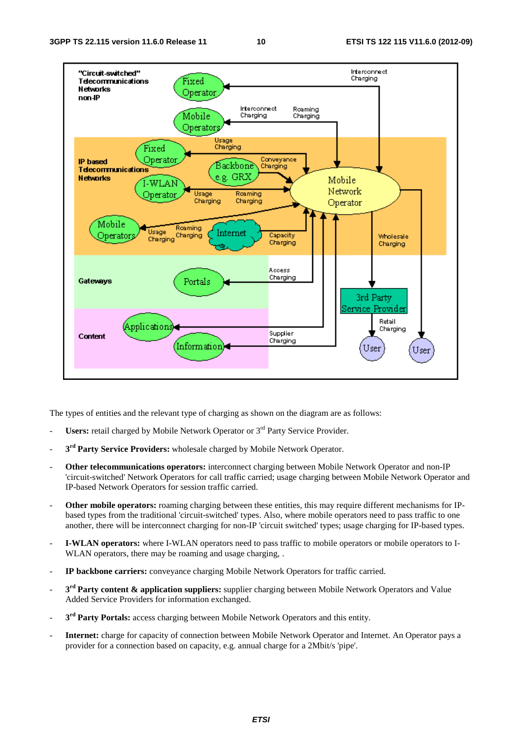The types of entities and the relevant type of charging as shown on the diagram are as follows:

- **Users:** retail charged by Mobile Network Operator or 3rd Party Service Provider.
- **3rd Party Service Providers:** wholesale charged by Mobile Network Operator.
- **Other telecommunications operators:** interconnect charging between Mobile Network Operator and non-IP 'circuit-switched' Network Operators for call traffic carried; usage charging between Mobile Network Operator and IP-based Network Operators for session traffic carried.
- **Other mobile operators:** roaming charging between these entities, this may require different mechanisms for IP-based types from the traditional 'circuit-switched' types. Also, where mobile operators need to pass traffic to one another, there will be interconnect charging for non-IP 'circuit switched' types; usage charging for IP-based types.
- **I-WLAN operators:** where I-WLAN operators need to pass traffic to mobile operators or mobile operators to I-WLAN operators, there may be roaming and usage charging, .
- **IP backbone carriers:** conveyance charging Mobile Network Operators for traffic carried.
- **3rd Party content & application suppliers:** supplier charging between Mobile Network Operators and Value Added Service Providers for information exchanged.
- **3rd Party Portals:** access charging between Mobile Network Operators and this entity.
- **Internet:** charge for capacity of connection between Mobile Network Operator and Internet. An Operator pays a provider for a connection based on capacity, e.g. annual charge for a 2Mbit/s 'pipe'.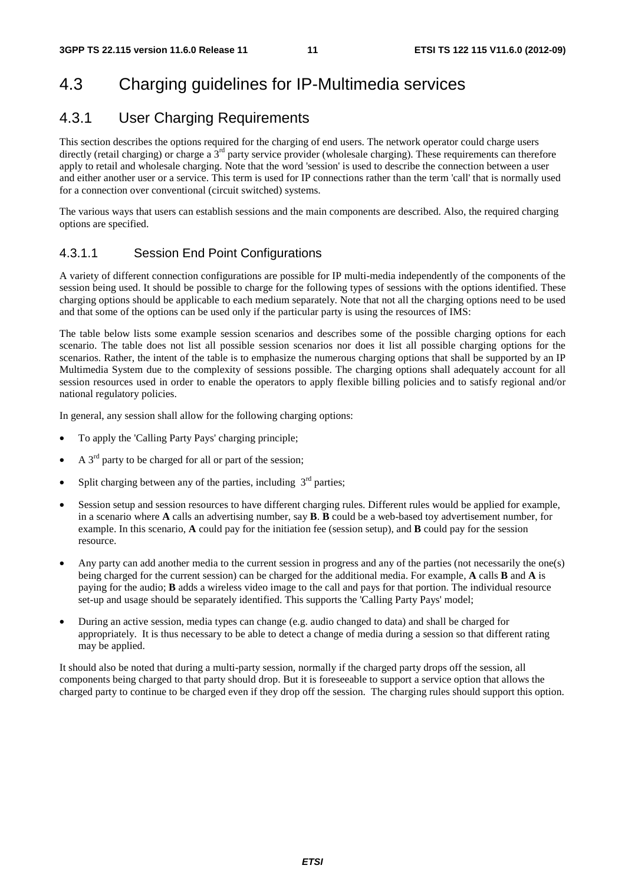# 4.3 Charging guidelines for IP-Multimedia services

## 4.3.1 User Charging Requirements

This section describes the options required for the charging of end users. The network operator could charge users directly (retail charging) or charge a 3rd party service provider (wholesale charging). These requirements can therefore apply to retail and wholesale charging. Note that the word 'session' is used to describe the connection between a user and either another user or a service. This term is used for IP connections rather than the term 'call' that is normally used for a connection over conventional (circuit switched) systems.

The various ways that users can establish sessions and the main components are described. Also, the required charging options are specified.

### 4.3.1.1 Session End Point Configurations

A variety of different connection configurations are possible for IP multi-media independently of the components of the session being used. It should be possible to charge for the following types of sessions with the options identified. These charging options should be applicable to each medium separately. Note that not all the charging options need to be used and that some of the options can be used only if the particular party is using the resources of IMS:

The table below lists some example session scenarios and describes some of the possible charging options for each scenario. The table does not list all possible session scenarios nor does it list all possible charging options for the scenarios. Rather, the intent of the table is to emphasize the numerous charging options that shall be supported by an IP Multimedia System due to the complexity of sessions possible. The charging options shall adequately account for all session resources used in order to enable the operators to apply flexible billing policies and to satisfy regional and/or national regulatory policies.

In general, any session shall allow for the following charging options:

- To apply the 'Calling Party Pays' charging principle;
- A 3rd party to be charged for all or part of the session;
- Split charging between any of the parties, including 3rd parties;
- Session setup and session resources to have different charging rules. Different rules would be applied for example, in a scenario where **A** calls an advertising number, say **B**. **B** could be a web-based toy advertisement number, for example. In this scenario, **A** could pay for the initiation fee (session setup), and **B** could pay for the session resource.
- Any party can add another media to the current session in progress and any of the parties (not necessarily the one(s) being charged for the current session) can be charged for the additional media. For example, **A** calls **B** and **A** is paying for the audio; **B** adds a wireless video image to the call and pays for that portion. The individual resource set-up and usage should be separately identified. This supports the 'Calling Party Pays' model;
- During an active session, media types can change (e.g. audio changed to data) and shall be charged for appropriately. It is thus necessary to be able to detect a change of media during a session so that different rating may be applied.

It should also be noted that during a multi-party session, normally if the charged party drops off the session, all components being charged to that party should drop. But it is foreseeable to support a service option that allows the charged party to continue to be charged even if they drop off the session. The charging rules should support this option.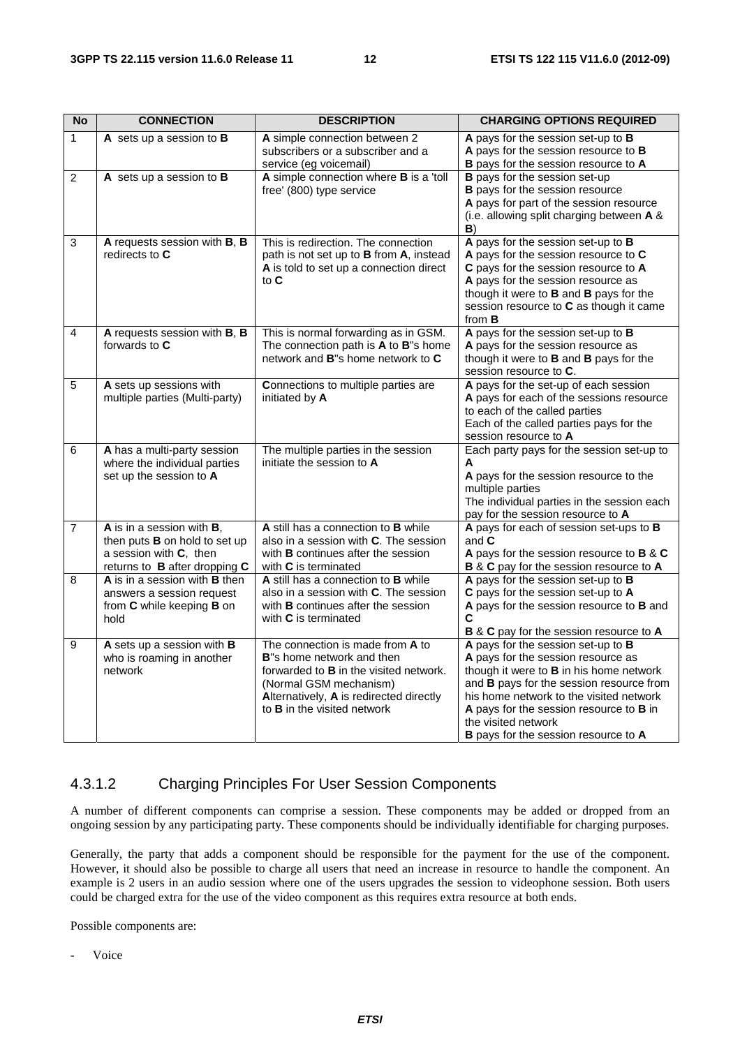| No | CONNECTION | DESCRIPTION | CHARGING OPTIONS REQUIRED |
|---|---|---|---|
| 1 | **A** sets up a session to **B** | **A** simple connection between 2 subscribers or a subscriber and a service (eg voicemail) | **A** pays for the session set-up to **B**<br>**A** pays for the session resource to **B**<br>**B** pays for the session resource to **A** |
| 2 | **A** sets up a session to **B** | **A** simple connection where **B** is a 'toll free' (800) type service | **B** pays for the session set-up<br>**B** pays for the session resource<br>**A** pays for part of the session resource (i.e. allowing split charging between **A** & **B**) |
| 3 | **A** requests session with **B**, **B** redirects to **C** | This is redirection. The connection path is not set up to **B** from **A**, instead **A** is told to set up a connection direct to **C** | **A** pays for the session set-up to **B**<br>**A** pays for the session resource to **C**<br>**C** pays for the session resource to **A**<br>**A** pays for the session resource as though it were to **B** and **B** pays for the session resource to **C** as though it came from **B** |
| 4 | **A** requests session with **B**, **B** forwards to **C** | This is normal forwarding as in GSM. The connection path is **A** to **B**"s home network and **B**"s home network to **C** | **A** pays for the session set-up to **B**<br>**A** pays for the session resource as though it were to **B** and **B** pays for the session resource to **C**. |
| 5 | **A** sets up sessions with multiple parties (Multi-party) | **C**onnections to multiple parties are initiated by **A** | **A** pays for the set-up of each session<br>**A** pays for each of the sessions resource to each of the called parties<br>Each of the called parties pays for the session resource to **A** |
| 6 | **A** has a multi-party session where the individual parties set up the session to **A** | The multiple parties in the session initiate the session to **A** | Each party pays for the session set-up to **A**<br>**A** pays for the session resource to the multiple parties<br>The individual parties in the session each pay for the session resource to **A** |
| 7 | **A** is in a session with **B**, then puts **B** on hold to set up a session with **C**, then returns to **B** after dropping **C** | **A** still has a connection to **B** while also in a session with **C**. The session with **B** continues after the session with **C** is terminated | **A** pays for each of session set-ups to **B** and **C**<br>**A** pays for the session resource to **B** & **C**<br>**B** & **C** pay for the session resource to **A** |
| 8 | **A** is in a session with **B** then answers a session request from **C** while keeping **B** on hold | **A** still has a connection to **B** while also in a session with **C**. The session with **B** continues after the session with **C** is terminated | **A** pays for the session set-up to **B**<br>**C** pays for the session set-up to **A**<br>**A** pays for the session resource to **B** and **C**<br>**B** & **C** pay for the session resource to **A** |
| 9 | **A** sets up a session with **B** who is roaming in another network | The connection is made from **A** to **B**"s home network and then forwarded to **B** in the visited network. (Normal GSM mechanism)<br>**A**lternatively, **A** is redirected directly to **B** in the visited network | **A** pays for the session set-up to **B**<br>**A** pays for the session resource as though it were to **B** in his home network and **B** pays for the session resource from his home network to the visited network<br>**A** pays for the session resource to **B** in the visited network<br>**B** pays for the session resource to **A** |

### 4.3.1.2 Charging Principles For User Session Components

A number of different components can comprise a session. These components may be added or dropped from an ongoing session by any participating party. These components should be individually identifiable for charging purposes.

Generally, the party that adds a component should be responsible for the payment for the use of the component. However, it should also be possible to charge all users that need an increase in resource to handle the component. An example is 2 users in an audio session where one of the users upgrades the session to videophone session. Both users could be charged extra for the use of the video component as this requires extra resource at both ends.

Possible components are:

- Voice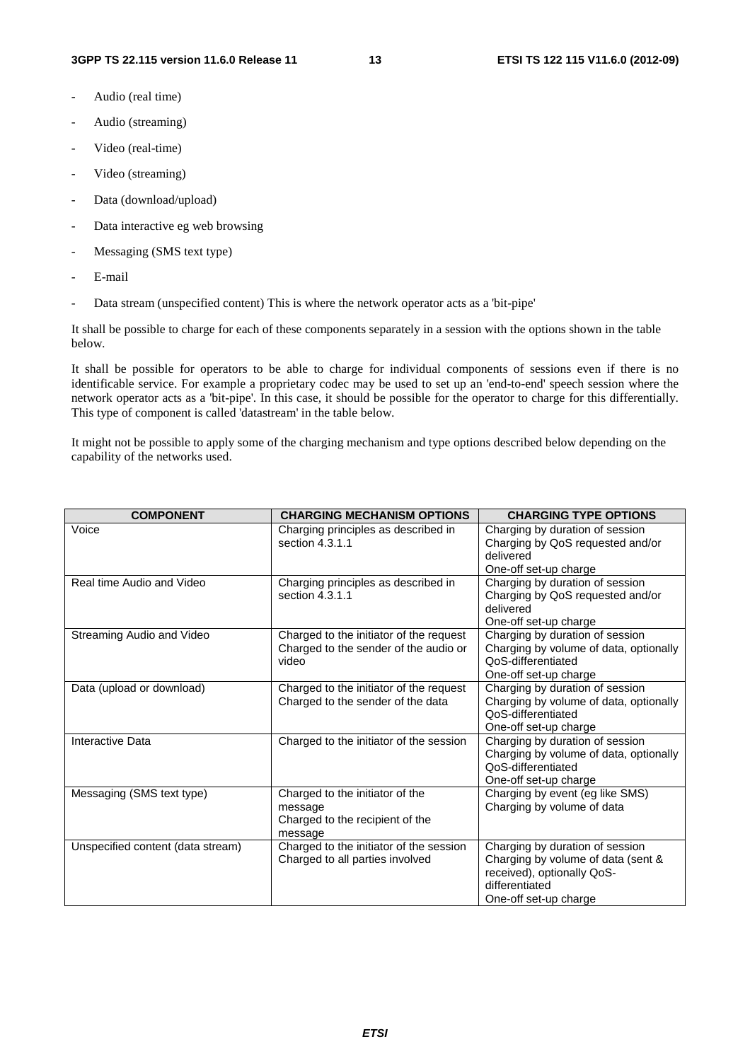- Audio (real time)
- Audio (streaming)
- Video (real-time)
- Video (streaming)
- Data (download/upload)
- Data interactive eg web browsing
- Messaging (SMS text type)
- E-mail
- Data stream (unspecified content) This is where the network operator acts as a 'bit-pipe'

It shall be possible to charge for each of these components separately in a session with the options shown in the table below.

It shall be possible for operators to be able to charge for individual components of sessions even if there is no identifiable service. For example a proprietary codec may be used to set up an 'end-to-end' speech session where the network operator acts as a 'bit-pipe'. In this case, it should be possible for the operator to charge for this differentially. This type of component is called 'datastream' in the table below.

It might not be possible to apply some of the charging mechanism and type options described below depending on the capability of the networks used.

| COMPONENT | CHARGING MECHANISM OPTIONS | CHARGING TYPE OPTIONS |
|---|---|---|
| Voice | Charging principles as described in section 4.3.1.1 | Charging by duration of session<br>Charging by QoS requested and/or delivered<br>One-off set-up charge |
| Real time Audio and Video | Charging principles as described in section 4.3.1.1 | Charging by duration of session<br>Charging by QoS requested and/or delivered<br>One-off set-up charge |
| Streaming Audio and Video | Charged to the initiator of the request<br>Charged to the sender of the audio or video | Charging by duration of session<br>Charging by volume of data, optionally QoS-differentiated<br>One-off set-up charge |
| Data (upload or download) | Charged to the initiator of the request<br>Charged to the sender of the data | Charging by duration of session<br>Charging by volume of data, optionally QoS-differentiated<br>One-off set-up charge |
| Interactive Data | Charged to the initiator of the session | Charging by duration of session<br>Charging by volume of data, optionally QoS-differentiated<br>One-off set-up charge |
| Messaging (SMS text type) | Charged to the initiator of the message<br>Charged to the recipient of the message | Charging by event (eg like SMS)<br>Charging by volume of data |
| Unspecified content (data stream) | Charged to the initiator of the session<br>Charged to all parties involved | Charging by duration of session<br>Charging by volume of data (sent & received), optionally QoS-differentiated<br>One-off set-up charge |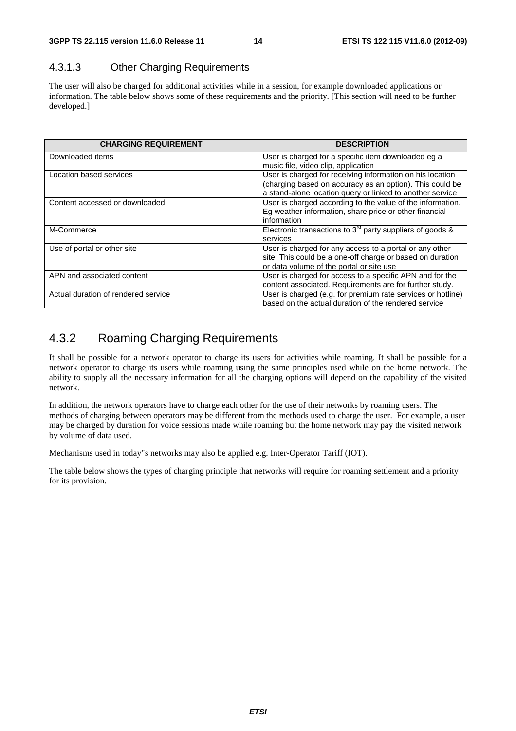### 4.3.1.3 Other Charging Requirements

The user will also be charged for additional activities while in a session, for example downloaded applications or information. The table below shows some of these requirements and the priority. [This section will need to be further developed.]

| CHARGING REQUIREMENT | DESCRIPTION |
|---|---|
| Downloaded items | User is charged for a specific item downloaded eg a music file, video clip, application |
| Location based services | User is charged for receiving information on his location (charging based on accuracy as an option). This could be a stand-alone location query or linked to another service |
| Content accessed or downloaded | User is charged according to the value of the information. Eg weather information, share price or other financial information |
| M-Commerce | Electronic transactions to 3rd party suppliers of goods & services |
| Use of portal or other site | User is charged for any access to a portal or any other site. This could be a one-off charge or based on duration or data volume of the portal or site use |
| APN and associated content | User is charged for access to a specific APN and for the content associated. Requirements are for further study. |
| Actual duration of rendered service | User is charged (e.g. for premium rate services or hotline) based on the actual duration of the rendered service |

## 4.3.2 Roaming Charging Requirements

It shall be possible for a network operator to charge its users for activities while roaming. It shall be possible for a network operator to charge its users while roaming using the same principles used while on the home network. The ability to supply all the necessary information for all the charging options will depend on the capability of the visited network.

In addition, the network operators have to charge each other for the use of their networks by roaming users. The methods of charging between operators may be different from the methods used to charge the user. For example, a user may be charged by duration for voice sessions made while roaming but the home network may pay the visited network by volume of data used.

Mechanisms used in today"s networks may also be applied e.g. Inter-Operator Tariff (IOT).

The table below shows the types of charging principle that networks will require for roaming settlement and a priority for its provision.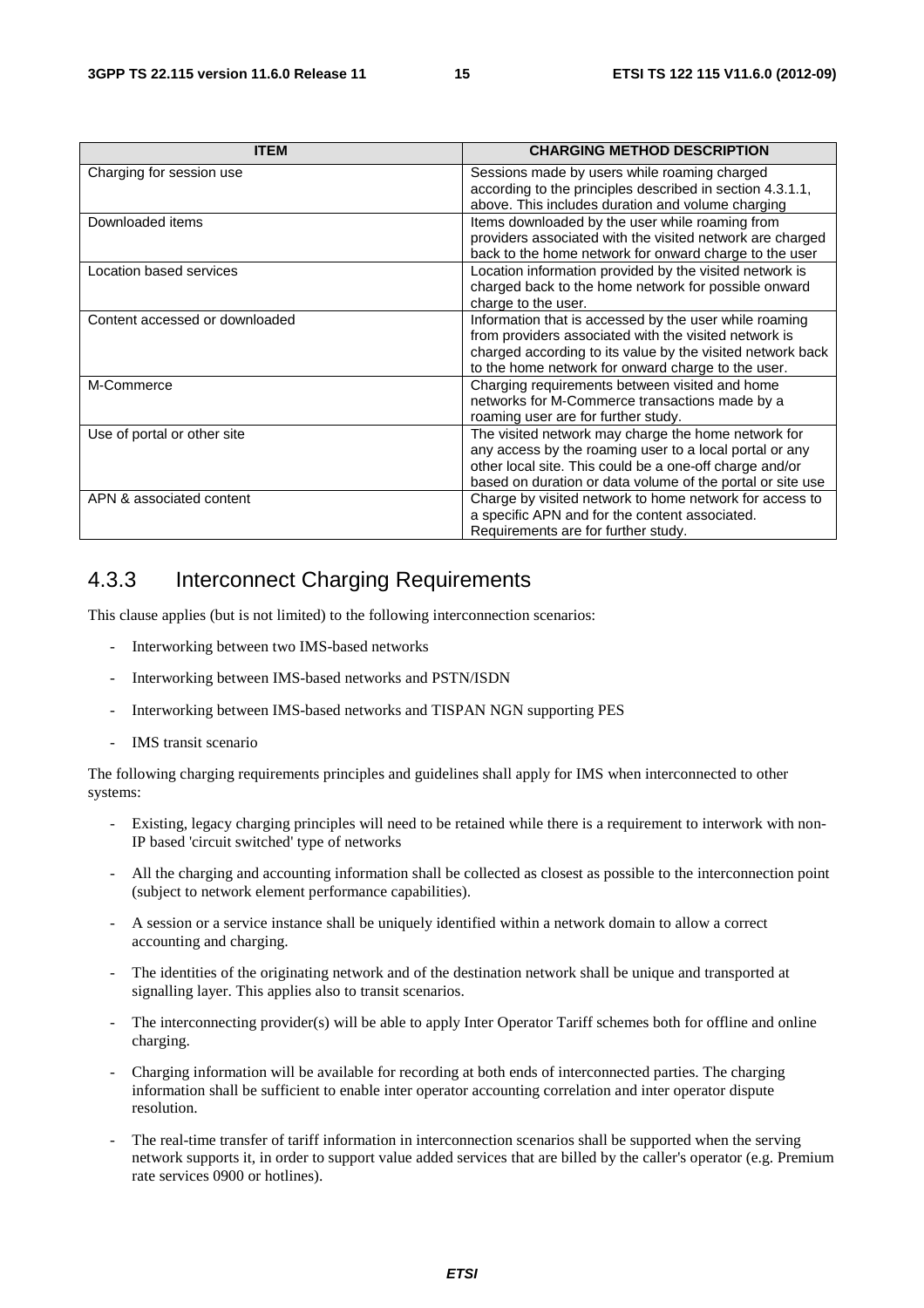| ITEM | CHARGING METHOD DESCRIPTION |
| --- | --- |
| Charging for session use | Sessions made by users while roaming charged according to the principles described in section 4.3.1.1, above. This includes duration and volume charging |
| Downloaded items | Items downloaded by the user while roaming from providers associated with the visited network are charged back to the home network for onward charge to the user |
| Location based services | Location information provided by the visited network is charged back to the home network for possible onward charge to the user. |
| Content accessed or downloaded | Information that is accessed by the user while roaming from providers associated with the visited network is charged according to its value by the visited network back to the home network for onward charge to the user. |
| M-Commerce | Charging requirements between visited and home networks for M-Commerce transactions made by a roaming user are for further study. |
| Use of portal or other site | The visited network may charge the home network for any access by the roaming user to a local portal or any other local site. This could be a one-off charge and/or based on duration or data volume of the portal or site use |
| APN & associated content | Charge by visited network to home network for access to a specific APN and for the content associated. Requirements are for further study. |

### 4.3.3 Interconnect Charging Requirements

This clause applies (but is not limited) to the following interconnection scenarios:

- Interworking between two IMS-based networks
- Interworking between IMS-based networks and PSTN/ISDN
- Interworking between IMS-based networks and TISPAN NGN supporting PES
- IMS transit scenario

The following charging requirements principles and guidelines shall apply for IMS when interconnected to other systems:

- Existing, legacy charging principles will need to be retained while there is a requirement to interwork with non-IP based 'circuit switched' type of networks
- All the charging and accounting information shall be collected as closest as possible to the interconnection point (subject to network element performance capabilities).
- A session or a service instance shall be uniquely identified within a network domain to allow a correct accounting and charging.
- The identities of the originating network and of the destination network shall be unique and transported at signalling layer. This applies also to transit scenarios.
- The interconnecting provider(s) will be able to apply Inter Operator Tariff schemes both for offline and online charging.
- Charging information will be available for recording at both ends of interconnected parties. The charging information shall be sufficient to enable inter operator accounting correlation and inter operator dispute resolution.
- The real-time transfer of tariff information in interconnection scenarios shall be supported when the serving network supports it, in order to support value added services that are billed by the caller's operator (e.g. Premium rate services 0900 or hotlines).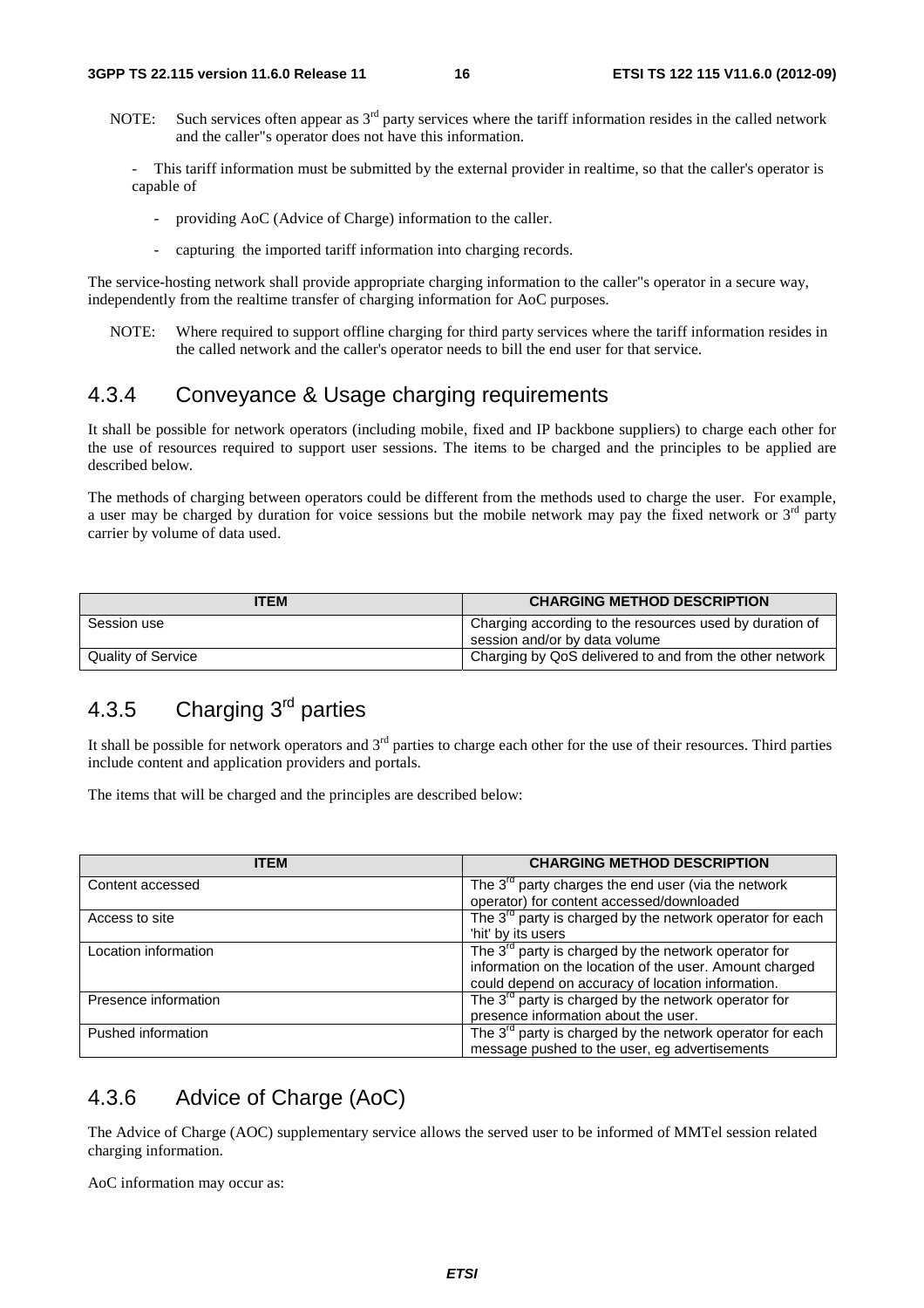NOTE: Such services often appear as 3rd party services where the tariff information resides in the called network and the caller"s operator does not have this information.

- This tariff information must be submitted by the external provider in realtime, so that the caller's operator is capable of
    - providing AoC (Advice of Charge) information to the caller.
    - capturing the imported tariff information into charging records.

The service-hosting network shall provide appropriate charging information to the caller"s operator in a secure way, independently from the realtime transfer of charging information for AoC purposes.

NOTE: Where required to support offline charging for third party services where the tariff information resides in the called network and the caller's operator needs to bill the end user for that service.

### 4.3.4 Conveyance & Usage charging requirements

It shall be possible for network operators (including mobile, fixed and IP backbone suppliers) to charge each other for the use of resources required to support user sessions. The items to be charged and the principles to be applied are described below.

The methods of charging between operators could be different from the methods used to charge the user. For example, a user may be charged by duration for voice sessions but the mobile network may pay the fixed network or 3rd party carrier by volume of data used.

| ITEM | CHARGING METHOD DESCRIPTION |
|---|---|
| Session use | Charging according to the resources used by duration of session and/or by data volume |
| Quality of Service | Charging by QoS delivered to and from the other network |

### 4.3.5 Charging 3rd parties

It shall be possible for network operators and 3rd parties to charge each other for the use of their resources. Third parties include content and application providers and portals.

The items that will be charged and the principles are described below:

| ITEM | CHARGING METHOD DESCRIPTION |
|---|---|
| Content accessed | The 3rd party charges the end user (via the network operator) for content accessed/downloaded |
| Access to site | The 3rd party is charged by the network operator for each 'hit' by its users |
| Location information | The 3rd party is charged by the network operator for information on the location of the user. Amount charged could depend on accuracy of location information. |
| Presence information | The 3rd party is charged by the network operator for presence information about the user. |
| Pushed information | The 3rd party is charged by the network operator for each message pushed to the user, eg advertisements |

### 4.3.6 Advice of Charge (AoC)

The Advice of Charge (AOC) supplementary service allows the served user to be informed of MMTel session related charging information.

AoC information may occur as: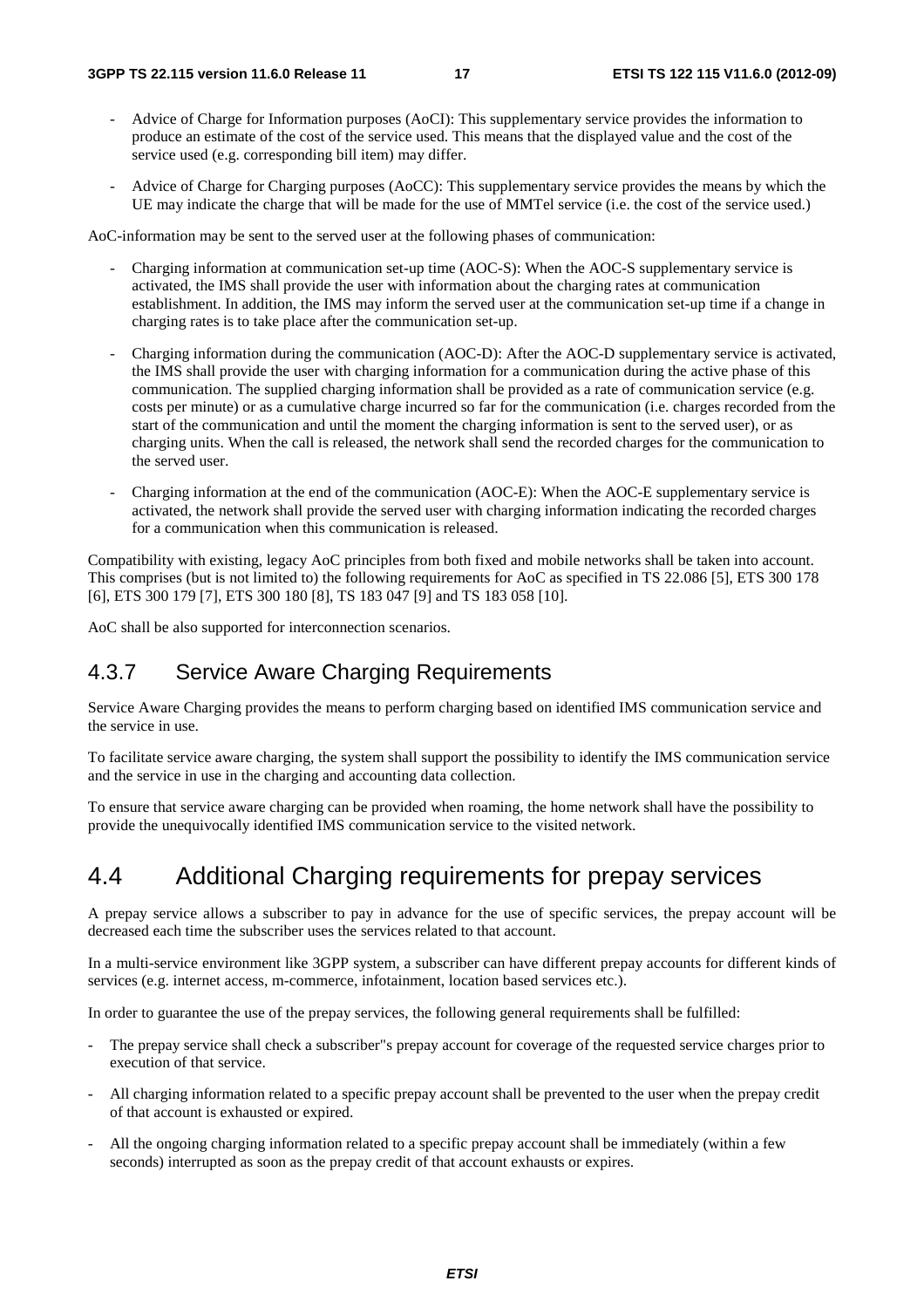- Advice of Charge for Information purposes (AoCI): This supplementary service provides the information to produce an estimate of the cost of the service used. This means that the displayed value and the cost of the service used (e.g. corresponding bill item) may differ.

- Advice of Charge for Charging purposes (AoCC): This supplementary service provides the means by which the UE may indicate the charge that will be made for the use of MMTel service (i.e. the cost of the service used.)

AoC-information may be sent to the served user at the following phases of communication:

- Charging information at communication set-up time (AOC-S): When the AOC-S supplementary service is activated, the IMS shall provide the user with information about the charging rates at communication establishment. In addition, the IMS may inform the served user at the communication set-up time if a change in charging rates is to take place after the communication set-up.

- Charging information during the communication (AOC-D): After the AOC-D supplementary service is activated, the IMS shall provide the user with charging information for a communication during the active phase of this communication. The supplied charging information shall be provided as a rate of communication service (e.g. costs per minute) or as a cumulative charge incurred so far for the communication (i.e. charges recorded from the start of the communication and until the moment the charging information is sent to the served user), or as charging units. When the call is released, the network shall send the recorded charges for the communication to the served user.

- Charging information at the end of the communication (AOC-E): When the AOC-E supplementary service is activated, the network shall provide the served user with charging information indicating the recorded charges for a communication when this communication is released.

Compatibility with existing, legacy AoC principles from both fixed and mobile networks shall be taken into account. This comprises (but is not limited to) the following requirements for AoC as specified in TS 22.086 [5], ETS 300 178 [6], ETS 300 179 [7], ETS 300 180 [8], TS 183 047 [9] and TS 183 058 [10].

AoC shall be also supported for interconnection scenarios.

### 4.3.7 Service Aware Charging Requirements

Service Aware Charging provides the means to perform charging based on identified IMS communication service and the service in use.

To facilitate service aware charging, the system shall support the possibility to identify the IMS communication service and the service in use in the charging and accounting data collection.

To ensure that service aware charging can be provided when roaming, the home network shall have the possibility to provide the unequivocally identified IMS communication service to the visited network.

## 4.4 Additional Charging requirements for prepay services

A prepay service allows a subscriber to pay in advance for the use of specific services, the prepay account will be decreased each time the subscriber uses the services related to that account.

In a multi-service environment like 3GPP system, a subscriber can have different prepay accounts for different kinds of services (e.g. internet access, m-commerce, infotainment, location based services etc.).

In order to guarantee the use of the prepay services, the following general requirements shall be fulfilled:

- The prepay service shall check a subscriber"s prepay account for coverage of the requested service charges prior to execution of that service.

- All charging information related to a specific prepay account shall be prevented to the user when the prepay credit of that account is exhausted or expired.

- All the ongoing charging information related to a specific prepay account shall be immediately (within a few seconds) interrupted as soon as the prepay credit of that account exhausts or expires.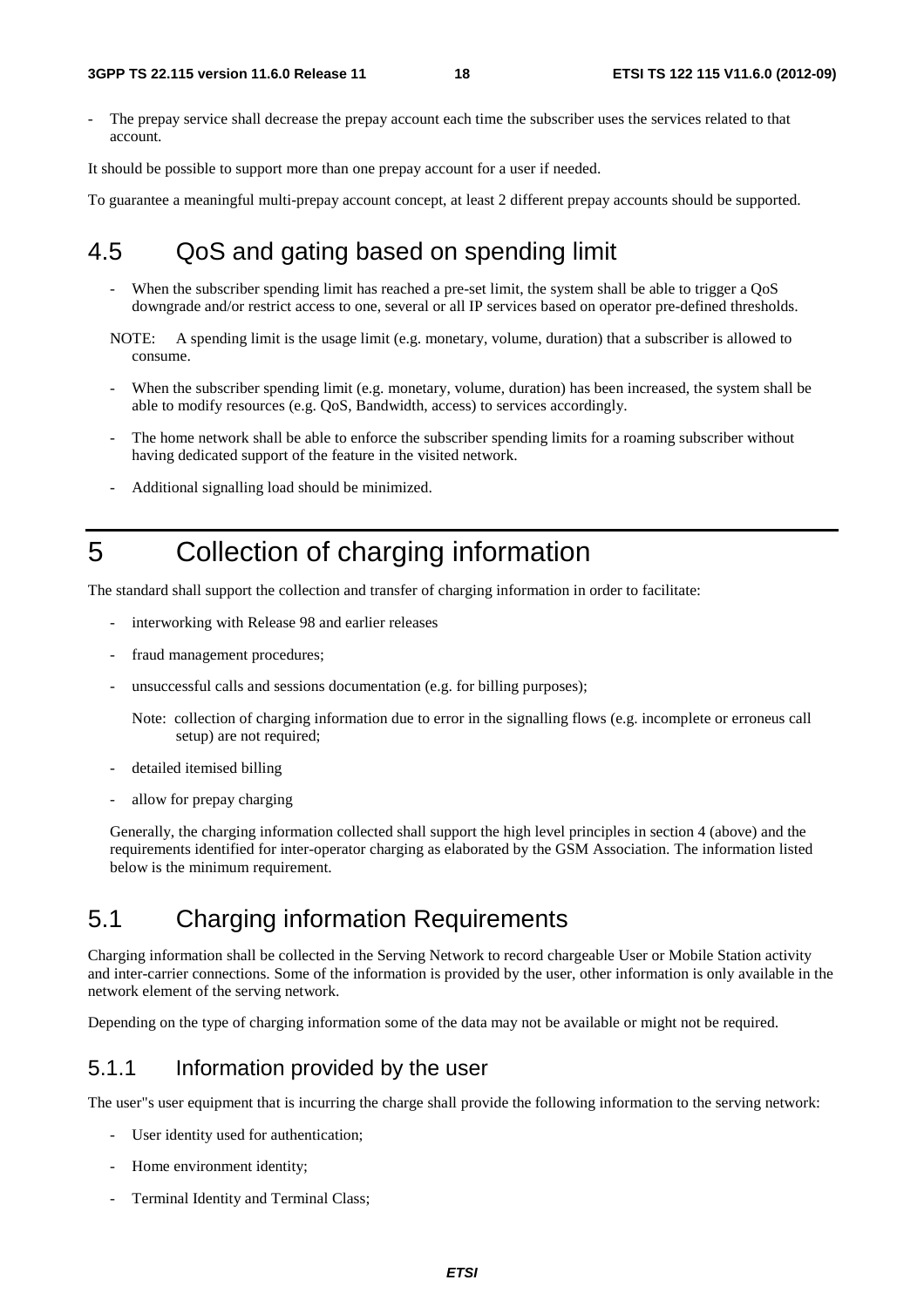- The prepay service shall decrease the prepay account each time the subscriber uses the services related to that account.

It should be possible to support more than one prepay account for a user if needed.

To guarantee a meaningful multi-prepay account concept, at least 2 different prepay accounts should be supported.

## 4.5 QoS and gating based on spending limit

- When the subscriber spending limit has reached a pre-set limit, the system shall be able to trigger a QoS downgrade and/or restrict access to one, several or all IP services based on operator pre-defined thresholds.

NOTE: A spending limit is the usage limit (e.g. monetary, volume, duration) that a subscriber is allowed to consume.

- When the subscriber spending limit (e.g. monetary, volume, duration) has been increased, the system shall be able to modify resources (e.g. QoS, Bandwidth, access) to services accordingly.
- The home network shall be able to enforce the subscriber spending limits for a roaming subscriber without having dedicated support of the feature in the visited network.
- Additional signalling load should be minimized.

# 5 Collection of charging information

The standard shall support the collection and transfer of charging information in order to facilitate:

- interworking with Release 98 and earlier releases
- fraud management procedures;
- unsuccessful calls and sessions documentation (e.g. for billing purposes);

  Note: collection of charging information due to error in the signalling flows (e.g. incomplete or erroneus call setup) are not required;

- detailed itemised billing
- allow for prepay charging

Generally, the charging information collected shall support the high level principles in section 4 (above) and the requirements identified for inter-operator charging as elaborated by the GSM Association. The information listed below is the minimum requirement.

## 5.1 Charging information Requirements

Charging information shall be collected in the Serving Network to record chargeable User or Mobile Station activity and inter-carrier connections. Some of the information is provided by the user, other information is only available in the network element of the serving network.

Depending on the type of charging information some of the data may not be available or might not be required.

### 5.1.1 Information provided by the user

The user"s user equipment that is incurring the charge shall provide the following information to the serving network:

- User identity used for authentication;
- Home environment identity;
- Terminal Identity and Terminal Class;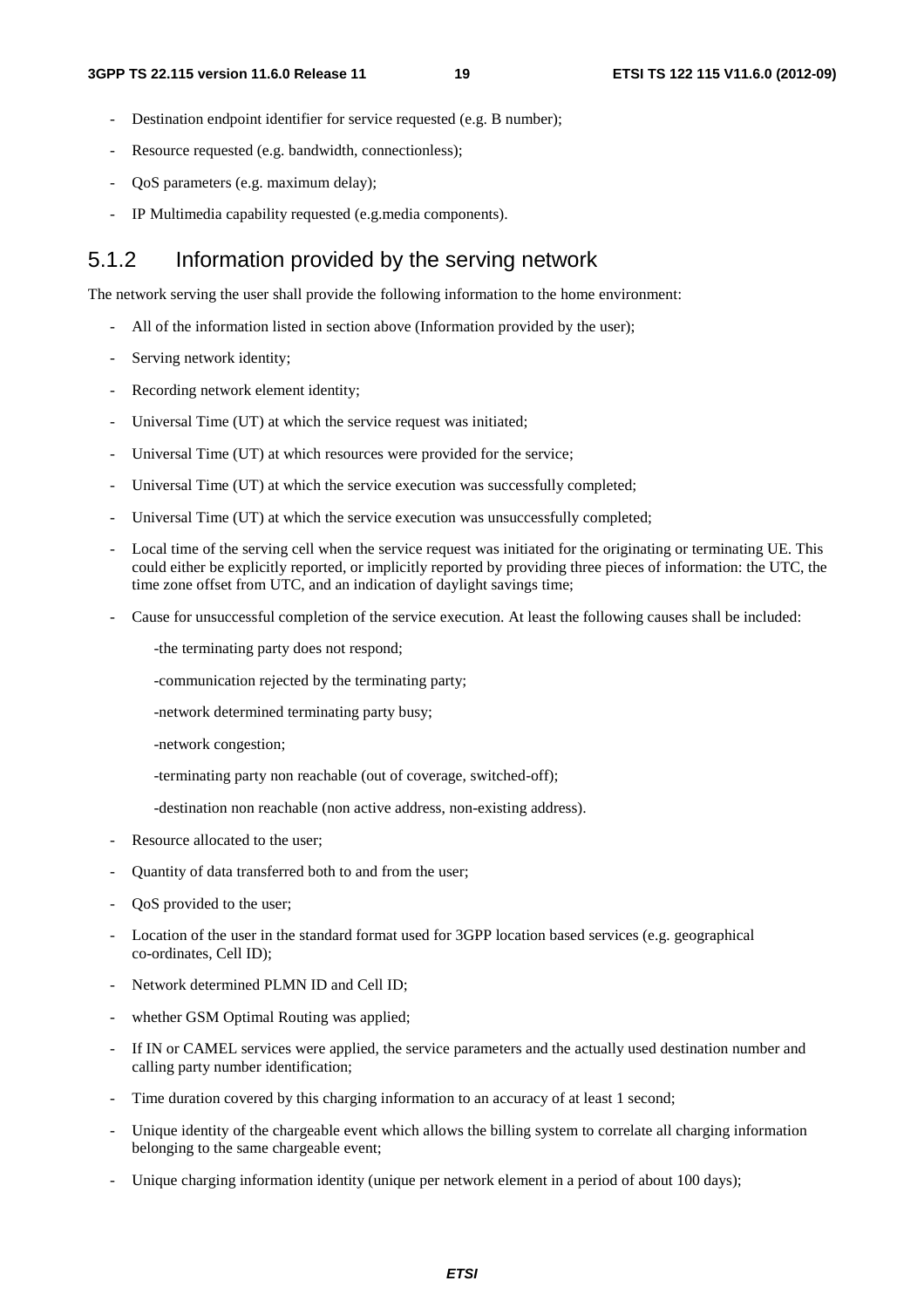- Destination endpoint identifier for service requested (e.g. B number);
- Resource requested (e.g. bandwidth, connectionless);
- QoS parameters (e.g. maximum delay);
- IP Multimedia capability requested (e.g.media components).

### 5.1.2 Information provided by the serving network

The network serving the user shall provide the following information to the home environment:

- All of the information listed in section above (Information provided by the user);
- Serving network identity;
- Recording network element identity;
- Universal Time (UT) at which the service request was initiated;
- Universal Time (UT) at which resources were provided for the service;
- Universal Time (UT) at which the service execution was successfully completed;
- Universal Time (UT) at which the service execution was unsuccessfully completed;
- Local time of the serving cell when the service request was initiated for the originating or terminating UE. This could either be explicitly reported, or implicitly reported by providing three pieces of information: the UTC, the time zone offset from UTC, and an indication of daylight savings time;
- Cause for unsuccessful completion of the service execution. At least the following causes shall be included:
  - -the terminating party does not respond;
  - -communication rejected by the terminating party;
  - -network determined terminating party busy;
  - -network congestion;
  - -terminating party non reachable (out of coverage, switched-off);
  - -destination non reachable (non active address, non-existing address).
- Resource allocated to the user;
- Quantity of data transferred both to and from the user;
- QoS provided to the user;
- Location of the user in the standard format used for 3GPP location based services (e.g. geographical co-ordinates, Cell ID);
- Network determined PLMN ID and Cell ID;
- whether GSM Optimal Routing was applied;
- If IN or CAMEL services were applied, the service parameters and the actually used destination number and calling party number identification;
- Time duration covered by this charging information to an accuracy of at least 1 second;
- Unique identity of the chargeable event which allows the billing system to correlate all charging information belonging to the same chargeable event;
- Unique charging information identity (unique per network element in a period of about 100 days);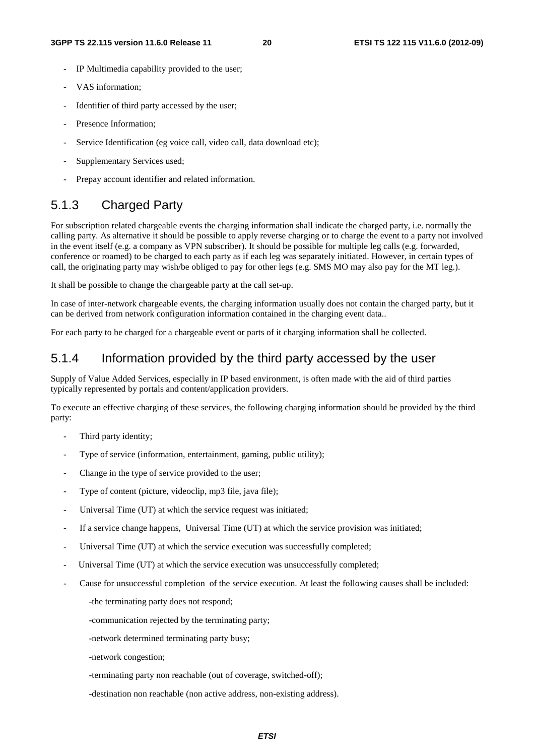- IP Multimedia capability provided to the user;
- VAS information;
- Identifier of third party accessed by the user;
- Presence Information;
- Service Identification (eg voice call, video call, data download etc);
- Supplementary Services used;
- Prepay account identifier and related information.

### 5.1.3 Charged Party

For subscription related chargeable events the charging information shall indicate the charged party, i.e. normally the calling party. As alternative it should be possible to apply reverse charging or to charge the event to a party not involved in the event itself (e.g. a company as VPN subscriber). It should be possible for multiple leg calls (e.g. forwarded, conference or roamed) to be charged to each party as if each leg was separately initiated. However, in certain types of call, the originating party may wish/be obliged to pay for other legs (e.g. SMS MO may also pay for the MT leg.).

It shall be possible to change the chargeable party at the call set-up.

In case of inter-network chargeable events, the charging information usually does not contain the charged party, but it can be derived from network configuration information contained in the charging event data..

For each party to be charged for a chargeable event or parts of it charging information shall be collected.

### 5.1.4 Information provided by the third party accessed by the user

Supply of Value Added Services, especially in IP based environment, is often made with the aid of third parties typically represented by portals and content/application providers.

To execute an effective charging of these services, the following charging information should be provided by the third party:

- Third party identity;
- Type of service (information, entertainment, gaming, public utility);
- Change in the type of service provided to the user;
- Type of content (picture, videoclip, mp3 file, java file);
- Universal Time (UT) at which the service request was initiated;
- If a service change happens, Universal Time (UT) at which the service provision was initiated;
- Universal Time (UT) at which the service execution was successfully completed;
- Universal Time (UT) at which the service execution was unsuccessfully completed;
- Cause for unsuccessful completion of the service execution. At least the following causes shall be included:
  - the terminating party does not respond;
  - communication rejected by the terminating party;
  - network determined terminating party busy;
  - network congestion;
  - terminating party non reachable (out of coverage, switched-off);
  - destination non reachable (non active address, non-existing address).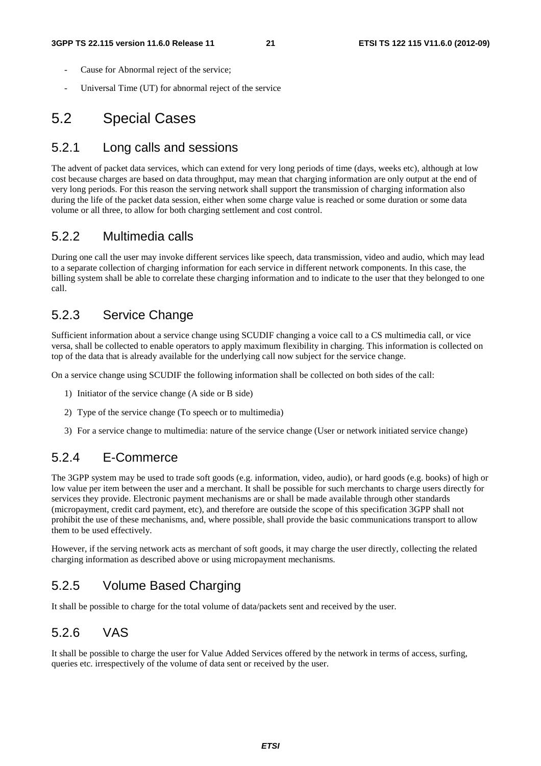- Cause for Abnormal reject of the service;
- Universal Time (UT) for abnormal reject of the service

## 5.2 Special Cases

### 5.2.1 Long calls and sessions

The advent of packet data services, which can extend for very long periods of time (days, weeks etc), although at low cost because charges are based on data throughput, may mean that charging information are only output at the end of very long periods. For this reason the serving network shall support the transmission of charging information also during the life of the packet data session, either when some charge value is reached or some duration or some data volume or all three, to allow for both charging settlement and cost control.

### 5.2.2 Multimedia calls

During one call the user may invoke different services like speech, data transmission, video and audio, which may lead to a separate collection of charging information for each service in different network components. In this case, the billing system shall be able to correlate these charging information and to indicate to the user that they belonged to one call.

### 5.2.3 Service Change

Sufficient information about a service change using SCUDIF changing a voice call to a CS multimedia call, or vice versa, shall be collected to enable operators to apply maximum flexibility in charging. This information is collected on top of the data that is already available for the underlying call now subject for the service change.

On a service change using SCUDIF the following information shall be collected on both sides of the call:

1) Initiator of the service change (A side or B side)
2) Type of the service change (To speech or to multimedia)
3) For a service change to multimedia: nature of the service change (User or network initiated service change)

### 5.2.4 E-Commerce

The 3GPP system may be used to trade soft goods (e.g. information, video, audio), or hard goods (e.g. books) of high or low value per item between the user and a merchant. It shall be possible for such merchants to charge users directly for services they provide. Electronic payment mechanisms are or shall be made available through other standards (micropayment, credit card payment, etc), and therefore are outside the scope of this specification 3GPP shall not prohibit the use of these mechanisms, and, where possible, shall provide the basic communications transport to allow them to be used effectively.

However, if the serving network acts as merchant of soft goods, it may charge the user directly, collecting the related charging information as described above or using micropayment mechanisms.

### 5.2.5 Volume Based Charging

It shall be possible to charge for the total volume of data/packets sent and received by the user.

### 5.2.6 VAS

It shall be possible to charge the user for Value Added Services offered by the network in terms of access, surfing, queries etc. irrespectively of the volume of data sent or received by the user.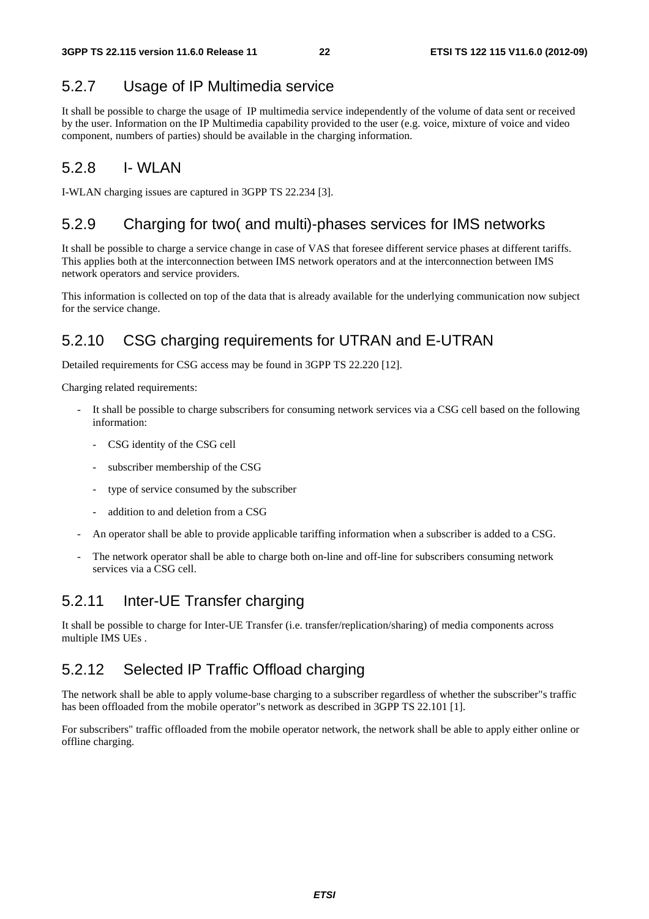### 5.2.7 Usage of IP Multimedia service

It shall be possible to charge the usage of IP multimedia service independently of the volume of data sent or received by the user. Information on the IP Multimedia capability provided to the user (e.g. voice, mixture of voice and video component, numbers of parties) should be available in the charging information.

### 5.2.8 I- WLAN

I-WLAN charging issues are captured in 3GPP TS 22.234 [3].

### 5.2.9 Charging for two( and multi)-phases services for IMS networks

It shall be possible to charge a service change in case of VAS that foresee different service phases at different tariffs. This applies both at the interconnection between IMS network operators and at the interconnection between IMS network operators and service providers.

This information is collected on top of the data that is already available for the underlying communication now subject for the service change.

### 5.2.10 CSG charging requirements for UTRAN and E-UTRAN

Detailed requirements for CSG access may be found in 3GPP TS 22.220 [12].

Charging related requirements:

- It shall be possible to charge subscribers for consuming network services via a CSG cell based on the following information:
  - CSG identity of the CSG cell
  - subscriber membership of the CSG
  - type of service consumed by the subscriber
  - addition to and deletion from a CSG
- An operator shall be able to provide applicable tariffing information when a subscriber is added to a CSG.
- The network operator shall be able to charge both on-line and off-line for subscribers consuming network services via a CSG cell.

### 5.2.11 Inter-UE Transfer charging

It shall be possible to charge for Inter-UE Transfer (i.e. transfer/replication/sharing) of media components across multiple IMS UEs .

### 5.2.12 Selected IP Traffic Offload charging

The network shall be able to apply volume-base charging to a subscriber regardless of whether the subscriber"s traffic has been offloaded from the mobile operator"s network as described in 3GPP TS 22.101 [1].

For subscribers" traffic offloaded from the mobile operator network, the network shall be able to apply either online or offline charging.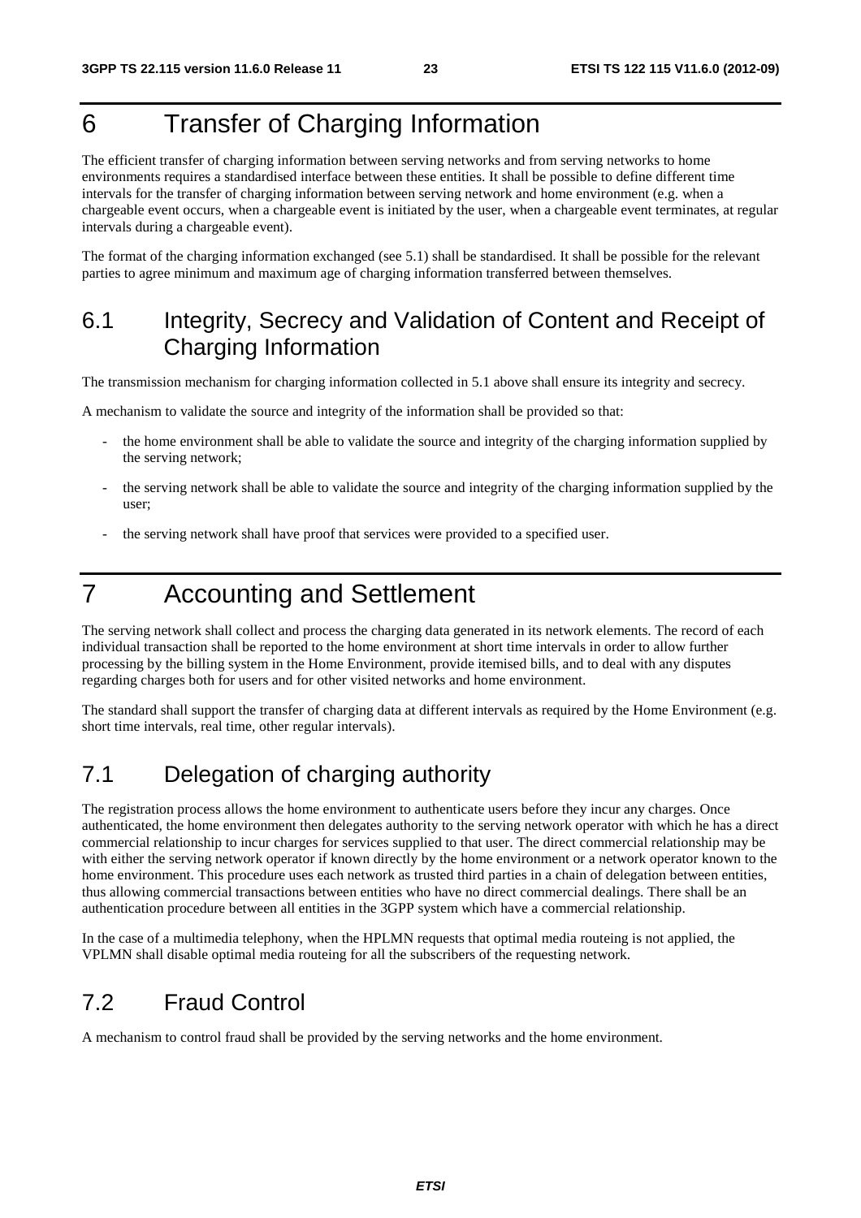# 6 Transfer of Charging Information

The efficient transfer of charging information between serving networks and from serving networks to home environments requires a standardised interface between these entities. It shall be possible to define different time intervals for the transfer of charging information between serving network and home environment (e.g. when a chargeable event occurs, when a chargeable event is initiated by the user, when a chargeable event terminates, at regular intervals during a chargeable event).

The format of the charging information exchanged (see 5.1) shall be standardised. It shall be possible for the relevant parties to agree minimum and maximum age of charging information transferred between themselves.

## 6.1 Integrity, Secrecy and Validation of Content and Receipt of Charging Information

The transmission mechanism for charging information collected in 5.1 above shall ensure its integrity and secrecy.

A mechanism to validate the source and integrity of the information shall be provided so that:

- the home environment shall be able to validate the source and integrity of the charging information supplied by the serving network;
- the serving network shall be able to validate the source and integrity of the charging information supplied by the user;
- the serving network shall have proof that services were provided to a specified user.

# 7 Accounting and Settlement

The serving network shall collect and process the charging data generated in its network elements. The record of each individual transaction shall be reported to the home environment at short time intervals in order to allow further processing by the billing system in the Home Environment, provide itemised bills, and to deal with any disputes regarding charges both for users and for other visited networks and home environment.

The standard shall support the transfer of charging data at different intervals as required by the Home Environment (e.g. short time intervals, real time, other regular intervals).

## 7.1 Delegation of charging authority

The registration process allows the home environment to authenticate users before they incur any charges. Once authenticated, the home environment then delegates authority to the serving network operator with which he has a direct commercial relationship to incur charges for services supplied to that user. The direct commercial relationship may be with either the serving network operator if known directly by the home environment or a network operator known to the home environment. This procedure uses each network as trusted third parties in a chain of delegation between entities, thus allowing commercial transactions between entities who have no direct commercial dealings. There shall be an authentication procedure between all entities in the 3GPP system which have a commercial relationship.

In the case of a multimedia telephony, when the HPLMN requests that optimal media routeing is not applied, the VPLMN shall disable optimal media routeing for all the subscribers of the requesting network.

## 7.2 Fraud Control

A mechanism to control fraud shall be provided by the serving networks and the home environment.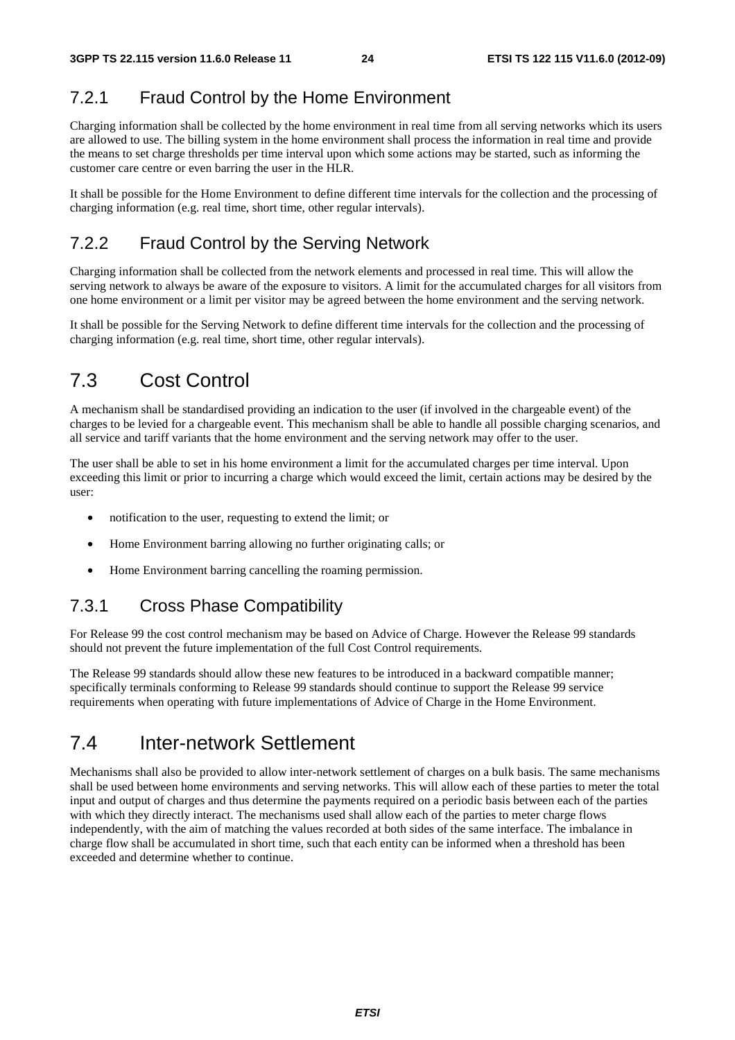### 7.2.1 Fraud Control by the Home Environment

Charging information shall be collected by the home environment in real time from all serving networks which its users are allowed to use. The billing system in the home environment shall process the information in real time and provide the means to set charge thresholds per time interval upon which some actions may be started, such as informing the customer care centre or even barring the user in the HLR.

It shall be possible for the Home Environment to define different time intervals for the collection and the processing of charging information (e.g. real time, short time, other regular intervals).

### 7.2.2 Fraud Control by the Serving Network

Charging information shall be collected from the network elements and processed in real time. This will allow the serving network to always be aware of the exposure to visitors. A limit for the accumulated charges for all visitors from one home environment or a limit per visitor may be agreed between the home environment and the serving network.

It shall be possible for the Serving Network to define different time intervals for the collection and the processing of charging information (e.g. real time, short time, other regular intervals).

## 7.3 Cost Control

A mechanism shall be standardised providing an indication to the user (if involved in the chargeable event) of the charges to be levied for a chargeable event. This mechanism shall be able to handle all possible charging scenarios, and all service and tariff variants that the home environment and the serving network may offer to the user.

The user shall be able to set in his home environment a limit for the accumulated charges per time interval. Upon exceeding this limit or prior to incurring a charge which would exceed the limit, certain actions may be desired by the user:

- notification to the user, requesting to extend the limit; or
- Home Environment barring allowing no further originating calls; or
- Home Environment barring cancelling the roaming permission.

### 7.3.1 Cross Phase Compatibility

For Release 99 the cost control mechanism may be based on Advice of Charge. However the Release 99 standards should not prevent the future implementation of the full Cost Control requirements.

The Release 99 standards should allow these new features to be introduced in a backward compatible manner; specifically terminals conforming to Release 99 standards should continue to support the Release 99 service requirements when operating with future implementations of Advice of Charge in the Home Environment.

## 7.4 Inter-network Settlement

Mechanisms shall also be provided to allow inter-network settlement of charges on a bulk basis. The same mechanisms shall be used between home environments and serving networks. This will allow each of these parties to meter the total input and output of charges and thus determine the payments required on a periodic basis between each of the parties with which they directly interact. The mechanisms used shall allow each of the parties to meter charge flows independently, with the aim of matching the values recorded at both sides of the same interface. The imbalance in charge flow shall be accumulated in short time, such that each entity can be informed when a threshold has been exceeded and determine whether to continue.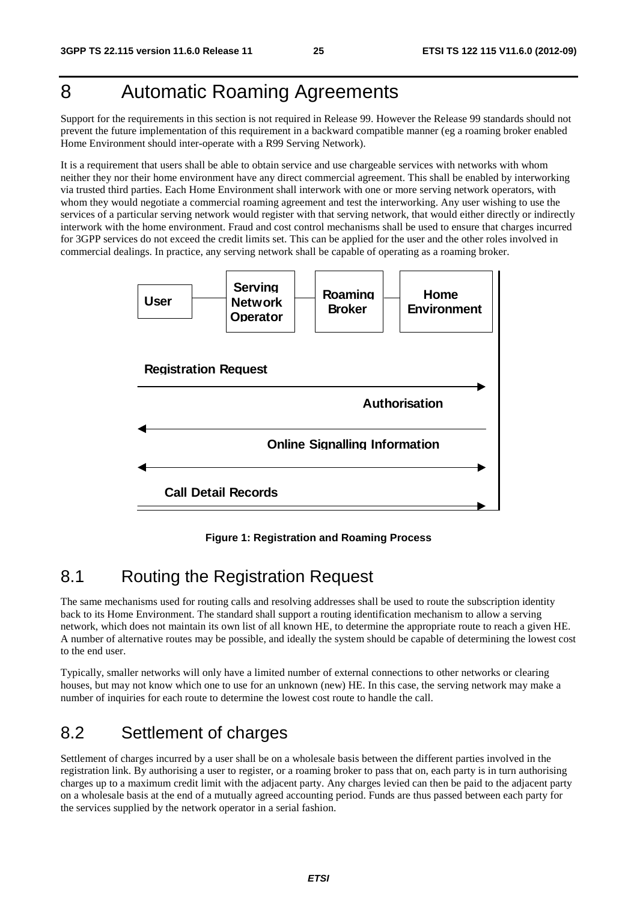# 8 Automatic Roaming Agreements

Support for the requirements in this section is not required in Release 99. However the Release 99 standards should not prevent the future implementation of this requirement in a backward compatible manner (eg a roaming broker enabled Home Environment should inter-operate with a R99 Serving Network).

It is a requirement that users shall be able to obtain service and use chargeable services with networks with whom neither they nor their home environment have any direct commercial agreement. This shall be enabled by interworking via trusted third parties. Each Home Environment shall interwork with one or more serving network operators, with whom they would negotiate a commercial roaming agreement and test the interworking. Any user wishing to use the services of a particular serving network would register with that serving network, that would either directly or indirectly interwork with the home environment. Fraud and cost control mechanisms shall be used to ensure that charges incurred for 3GPP services do not exceed the credit limits set. This can be applied for the user and the other roles involved in commercial dealings. In practice, any serving network shall be capable of operating as a roaming broker.

**Figure 1: Registration and Roaming Process**

## 8.1 Routing the Registration Request

The same mechanisms used for routing calls and resolving addresses shall be used to route the subscription identity back to its Home Environment. The standard shall support a routing identification mechanism to allow a serving network, which does not maintain its own list of all known HE, to determine the appropriate route to reach a given HE. A number of alternative routes may be possible, and ideally the system should be capable of determining the lowest cost to the end user.

Typically, smaller networks will only have a limited number of external connections to other networks or clearing houses, but may not know which one to use for an unknown (new) HE. In this case, the serving network may make a number of inquiries for each route to determine the lowest cost route to handle the call.

## 8.2 Settlement of charges

Settlement of charges incurred by a user shall be on a wholesale basis between the different parties involved in the registration link. By authorising a user to register, or a roaming broker to pass that on, each party is in turn authorising charges up to a maximum credit limit with the adjacent party. Any charges levied can then be paid to the adjacent party on a wholesale basis at the end of a mutually agreed accounting period. Funds are thus passed between each party for the services supplied by the network operator in a serial fashion.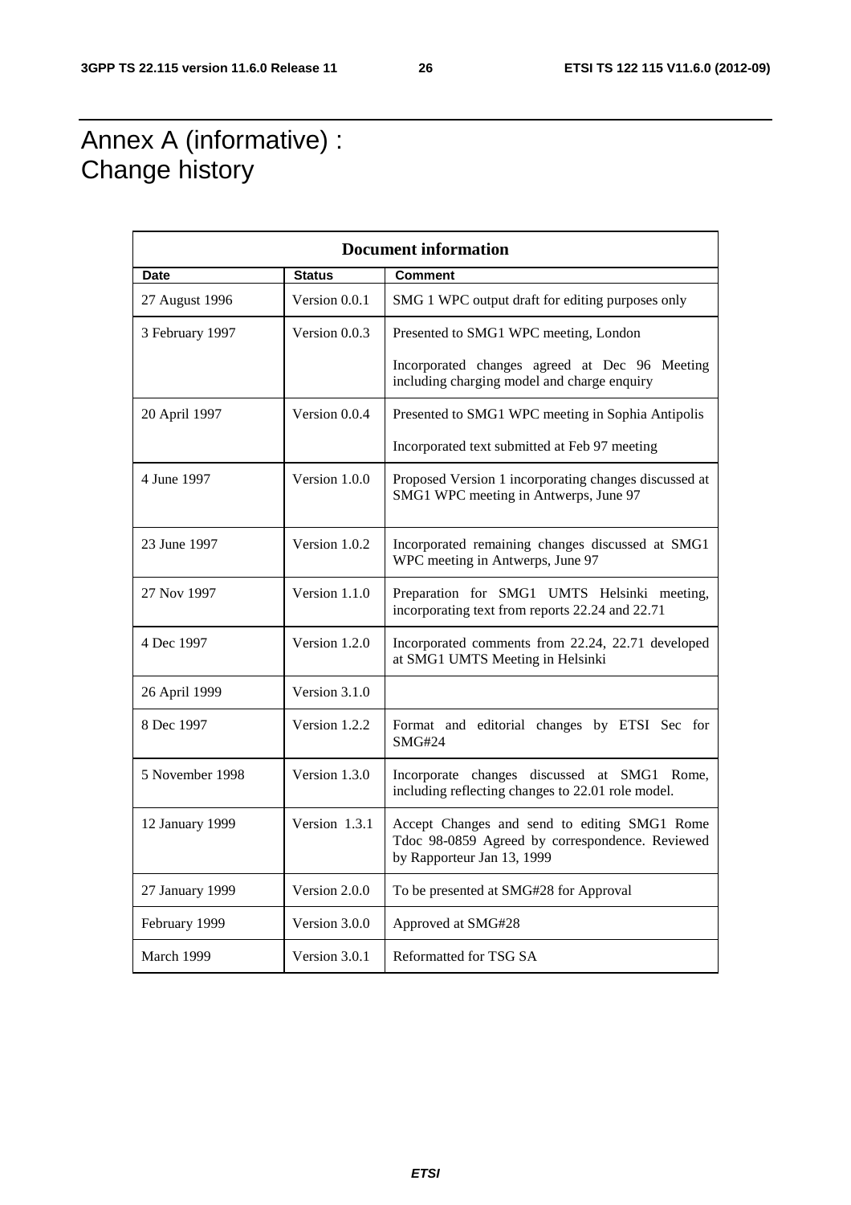# Annex A (informative) : Change history

| Document information | | |
|---|---|---|
| **Date** | **Status** | **Comment** |
| 27 August 1996 | Version 0.0.1 | SMG 1 WPC output draft for editing purposes only |
| 3 February 1997 | Version 0.0.3 | Presented to SMG1 WPC meeting, London<br><br>Incorporated changes agreed at Dec 96 Meeting including charging model and charge enquiry |
| 20 April 1997 | Version 0.0.4 | Presented to SMG1 WPC meeting in Sophia Antipolis<br><br>Incorporated text submitted at Feb 97 meeting |
| 4 June 1997 | Version 1.0.0 | Proposed Version 1 incorporating changes discussed at SMG1 WPC meeting in Antwerps, June 97 |
| 23 June 1997 | Version 1.0.2 | Incorporated remaining changes discussed at SMG1 WPC meeting in Antwerps, June 97 |
| 27 Nov 1997 | Version 1.1.0 | Preparation for SMG1 UMTS Helsinki meeting, incorporating text from reports 22.24 and 22.71 |
| 4 Dec 1997 | Version 1.2.0 | Incorporated comments from 22.24, 22.71 developed at SMG1 UMTS Meeting in Helsinki |
| 26 April 1999 | Version 3.1.0 | |
| 8 Dec 1997 | Version 1.2.2 | Format and editorial changes by ETSI Sec for SMG#24 |
| 5 November 1998 | Version 1.3.0 | Incorporate changes discussed at SMG1 Rome, including reflecting changes to 22.01 role model. |
| 12 January 1999 | Version 1.3.1 | Accept Changes and send to editing SMG1 Rome Tdoc 98-0859 Agreed by correspondence. Reviewed by Rapporteur Jan 13, 1999 |
| 27 January 1999 | Version 2.0.0 | To be presented at SMG#28 for Approval |
| February 1999 | Version 3.0.0 | Approved at SMG#28 |
| March 1999 | Version 3.0.1 | Reformatted for TSG SA |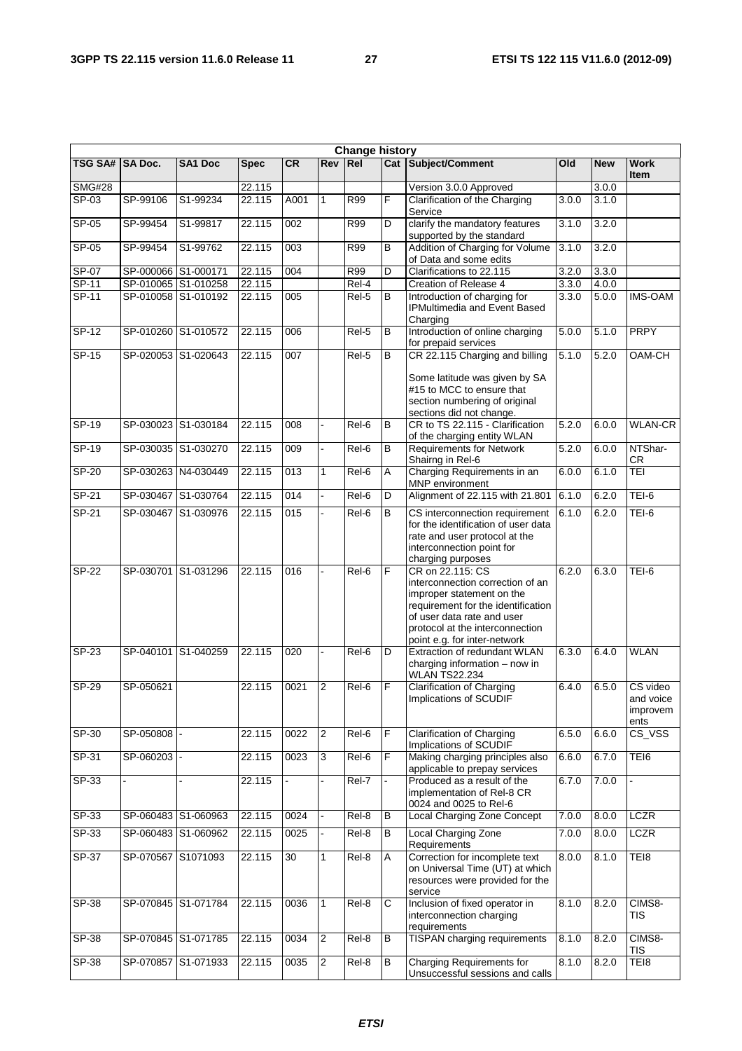| Change history | | | | | | | | | | | |
|---|---|---|---|---|---|---|---|---|---|---|---|
| TSG SA# | SA Doc. | SA1 Doc | Spec | CR | Rev | Rel | Cat | Subject/Comment | Old | New | Work Item |
| SMG#28 | | | 22.115 | | | | | Version 3.0.0 Approved | | 3.0.0 | |
| SP-03 | SP-99106 | S1-99234 | 22.115 | A001 | 1 | R99 | F | Clarification of the Charging Service | 3.0.0 | 3.1.0 | |
| SP-05 | SP-99454 | S1-99817 | 22.115 | 002 | | R99 | D | clarify the mandatory features supported by the standard | 3.1.0 | 3.2.0 | |
| SP-05 | SP-99454 | S1-99762 | 22.115 | 003 | | R99 | B | Addition of Charging for Volume of Data and some edits | 3.1.0 | 3.2.0 | |
| SP-07 | SP-000066 | S1-000171 | 22.115 | 004 | | R99 | D | Clarifications to 22.115 | 3.2.0 | 3.3.0 | |
| SP-11 | SP-010065 | S1-010258 | 22.115 | | | Rel-4 | | Creation of Release 4 | 3.3.0 | 4.0.0 | |
| SP-11 | SP-010058 | S1-010192 | 22.115 | 005 | | Rel-5 | B | Introduction of charging for IPMultimedia and Event Based Charging | 3.3.0 | 5.0.0 | IMS-OAM |
| SP-12 | SP-010260 | S1-010572 | 22.115 | 006 | | Rel-5 | B | Introduction of online charging for prepaid services | 5.0.0 | 5.1.0 | PRPY |
| SP-15 | SP-020053 | S1-020643 | 22.115 | 007 | | Rel-5 | B | CR 22.115 Charging and billing<br><br>Some latitude was given by SA #15 to MCC to ensure that section numbering of original sections did not change. | 5.1.0 | 5.2.0 | OAM-CH |
| SP-19 | SP-030023 | S1-030184 | 22.115 | 008 | - | Rel-6 | B | CR to TS 22.115 - Clarification of the charging entity WLAN | 5.2.0 | 6.0.0 | WLAN-CR |
| SP-19 | SP-030035 | S1-030270 | 22.115 | 009 | - | Rel-6 | B | Requirements for Network Shairng in Rel-6 | 5.2.0 | 6.0.0 | NTShar-CR |
| SP-20 | SP-030263 | N4-030449 | 22.115 | 013 | 1 | Rel-6 | A | Charging Requirements in an MNP environment | 6.0.0 | 6.1.0 | TEI |
| SP-21 | SP-030467 | S1-030764 | 22.115 | 014 | - | Rel-6 | D | Alignment of 22.115 with 21.801 | 6.1.0 | 6.2.0 | TEI-6 |
| SP-21 | SP-030467 | S1-030976 | 22.115 | 015 | - | Rel-6 | B | CS interconnection requirement for the identification of user data rate and user protocol at the interconnection point for charging purposes | 6.1.0 | 6.2.0 | TEI-6 |
| SP-22 | SP-030701 | S1-031296 | 22.115 | 016 | - | Rel-6 | F | CR on 22.115: CS interconnection correction of an improper statement on the requirement for the identification of user data rate and user protocol at the interconnection point e.g. for inter-network | 6.2.0 | 6.3.0 | TEI-6 |
| SP-23 | SP-040101 | S1-040259 | 22.115 | 020 | - | Rel-6 | D | Extraction of redundant WLAN charging information – now in WLAN TS22.234 | 6.3.0 | 6.4.0 | WLAN |
| SP-29 | SP-050621 | | 22.115 | 0021 | 2 | Rel-6 | F | Clarification of Charging Implications of SCUDIF | 6.4.0 | 6.5.0 | CS video and voice improvements |
| SP-30 | SP-050808 | - | 22.115 | 0022 | 2 | Rel-6 | F | Clarification of Charging Implications of SCUDIF | 6.5.0 | 6.6.0 | CS_VSS |
| SP-31 | SP-060203 | - | 22.115 | 0023 | 3 | Rel-6 | F | Making charging principles also applicable to prepay services | 6.6.0 | 6.7.0 | TEI6 |
| SP-33 | - | - | 22.115 | - | - | Rel-7 | - | Produced as a result of the implementation of Rel-8 CR 0024 and 0025 to Rel-6 | 6.7.0 | 7.0.0 | - |
| SP-33 | SP-060483 | S1-060963 | 22.115 | 0024 | - | Rel-8 | B | Local Charging Zone Concept | 7.0.0 | 8.0.0 | LCZR |
| SP-33 | SP-060483 | S1-060962 | 22.115 | 0025 | - | Rel-8 | B | Local Charging Zone Requirements | 7.0.0 | 8.0.0 | LCZR |
| SP-37 | SP-070567 | S1071093 | 22.115 | 30 | 1 | Rel-8 | A | Correction for incomplete text on Universal Time (UT) at which resources were provided for the service | 8.0.0 | 8.1.0 | TEI8 |
| SP-38 | SP-070845 | S1-071784 | 22.115 | 0036 | 1 | Rel-8 | C | Inclusion of fixed operator in interconnection charging requirements | 8.1.0 | 8.2.0 | CIMS8-TIS |
| SP-38 | SP-070845 | S1-071785 | 22.115 | 0034 | 2 | Rel-8 | B | TISPAN charging requirements | 8.1.0 | 8.2.0 | CIMS8-TIS |
| SP-38 | SP-070857 | S1-071933 | 22.115 | 0035 | 2 | Rel-8 | B | Charging Requirements for Unsuccessful sessions and calls | 8.1.0 | 8.2.0 | TEI8 |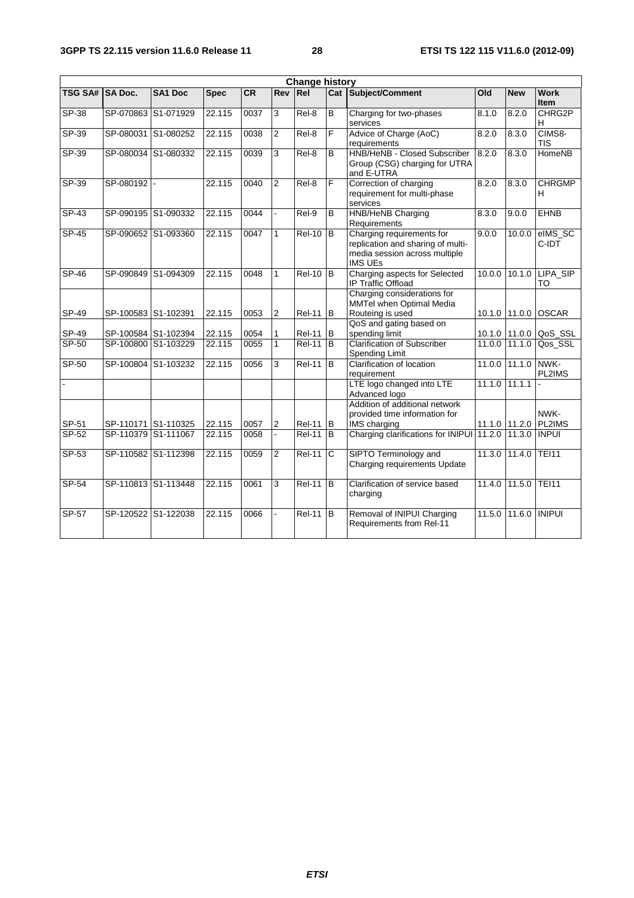| Change history | | | | | | | | | | | |
|---|---|---|---|---|---|---|---|---|---|---|---|
| TSG SA# | SA Doc. | SA1 Doc | Spec | CR | Rev | Rel | Cat | Subject/Comment | Old | New | Work Item |
| SP-38 | SP-070863 | S1-071929 | 22.115 | 0037 | 3 | Rel-8 | B | Charging for two-phases services | 8.1.0 | 8.2.0 | CHRG2PH |
| SP-39 | SP-080031 | S1-080252 | 22.115 | 0038 | 2 | Rel-8 | F | Advice of Charge (AoC) requirements | 8.2.0 | 8.3.0 | CIMS8-TIS |
| SP-39 | SP-080034 | S1-080332 | 22.115 | 0039 | 3 | Rel-8 | B | HNB/HeNB - Closed Subscriber Group (CSG) charging for UTRA and E-UTRA | 8.2.0 | 8.3.0 | HomeNB |
| SP-39 | SP-080192 | - | 22.115 | 0040 | 2 | Rel-8 | F | Correction of charging requirement for multi-phase services | 8.2.0 | 8.3.0 | CHRGMPH |
| SP-43 | SP-090195 | S1-090332 | 22.115 | 0044 | - | Rel-9 | B | HNB/HeNB Charging Requirements | 8.3.0 | 9.0.0 | EHNB |
| SP-45 | SP-090652 | S1-093360 | 22.115 | 0047 | 1 | Rel-10 | B | Charging requirements for replication and sharing of multi-media session across multiple IMS UEs | 9.0.0 | 10.0.0 | eIMS_SC C-IDT |
| SP-46 | SP-090849 | S1-094309 | 22.115 | 0048 | 1 | Rel-10 | B | Charging aspects for Selected IP Traffic Offload | 10.0.0 | 10.1.0 | LIPA_SIPTO |
| SP-49 | SP-100583 | S1-102391 | 22.115 | 0053 | 2 | Rel-11 | B | Charging considerations for MMTel when Optimal Media Routeing is used | 10.1.0 | 11.0.0 | OSCAR |
| SP-49 | SP-100584 | S1-102394 | 22.115 | 0054 | 1 | Rel-11 | B | QoS and gating based on spending limit | 10.1.0 | 11.0.0 | QoS_SSL |
| SP-50 | SP-100800 | S1-103229 | 22.115 | 0055 | 1 | Rel-11 | B | Clarification of Subscriber Spending Limit | 11.0.0 | 11.1.0 | Qos_SSL |
| SP-50 | SP-100804 | S1-103232 | 22.115 | 0056 | 3 | Rel-11 | B | Clarification of location requirement | 11.0.0 | 11.1.0 | NWK-PL2IMS |
| - | | | | | | | | LTE logo changed into LTE Advanced logo | 11.1.0 | 11.1.1 | - |
| SP-51 | SP-110171 | S1-110325 | 22.115 | 0057 | 2 | Rel-11 | B | Addition of additional network provided time information for IMS charging | 11.1.0 | 11.2.0 | NWK-PL2IMS |
| SP-52 | SP-110379 | S1-111067 | 22.115 | 0058 | - | Rel-11 | B | Charging clarifications for INIPUI | 11.2.0 | 11.3.0 | INPUI |
| SP-53 | SP-110582 | S1-112398 | 22.115 | 0059 | 2 | Rel-11 | C | SIPTO Terminology and Charging requirements Update | 11.3.0 | 11.4.0 | TEI11 |
| SP-54 | SP-110813 | S1-113448 | 22.115 | 0061 | 3 | Rel-11 | B | Clarification of service based charging | 11.4.0 | 11.5.0 | TEI11 |
| SP-57 | SP-120522 | S1-122038 | 22.115 | 0066 | - | Rel-11 | B | Removal of INIPUI Charging Requirements from Rel-11 | 11.5.0 | 11.6.0 | INIPUI |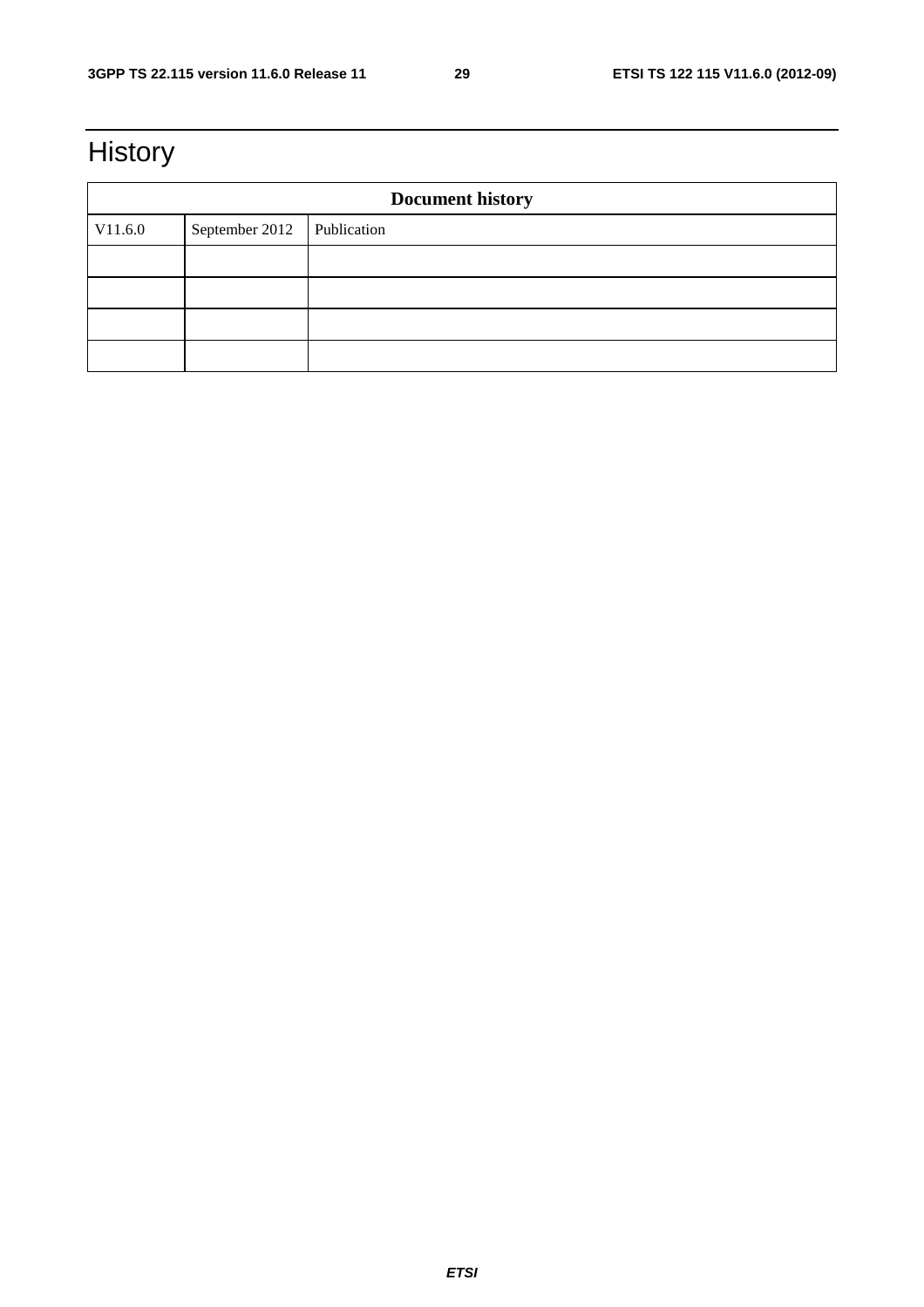# History

| Document history | | |
|---|---|---|
| V11.6.0 | September 2012 | Publication |
| | | |
| | | |
| | | |
| | | |